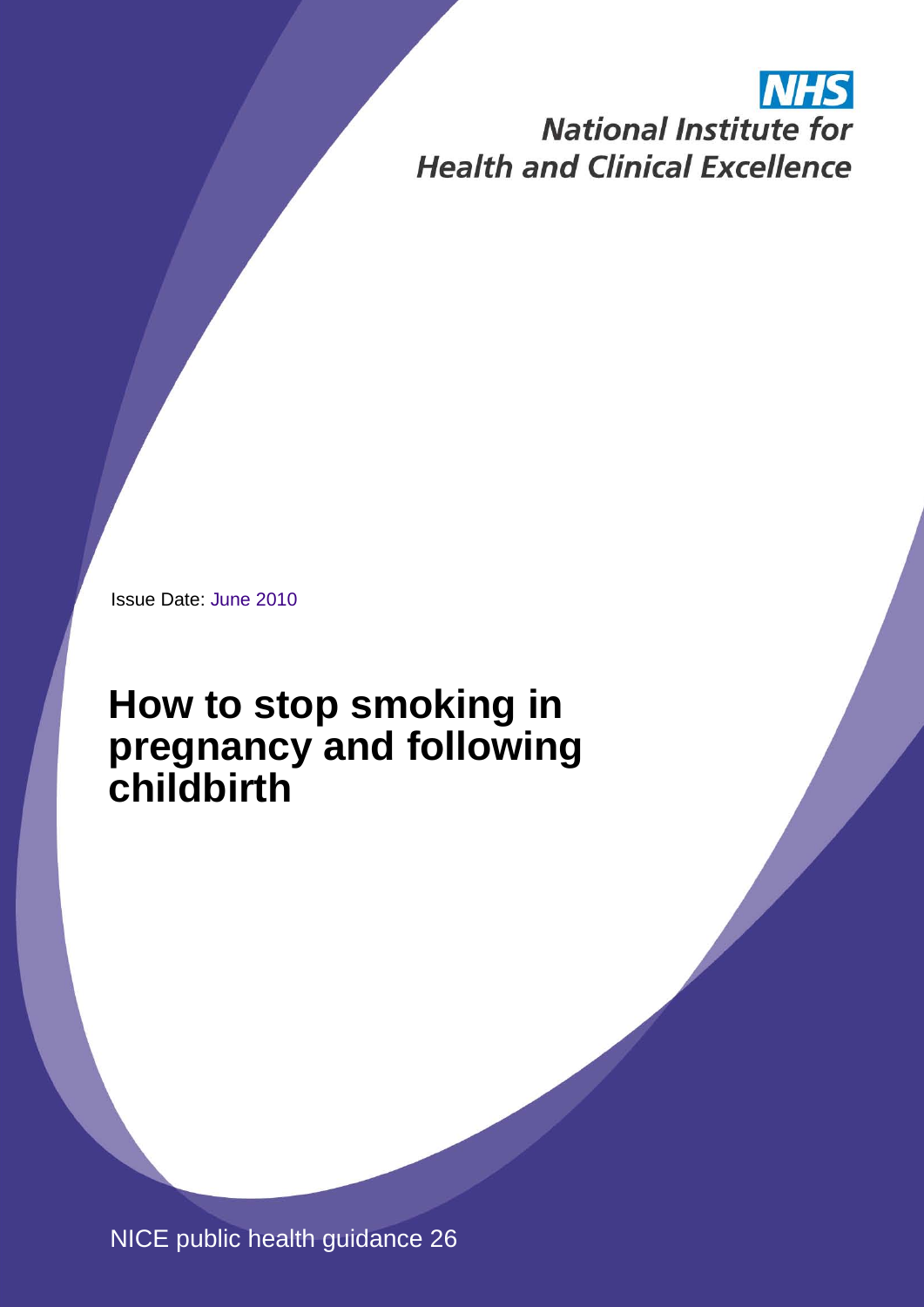NHS

National Institute for Health and Clinical Excellence

Issue Date: June 2010

# How to stop smoking in pregnancy and following childbirth

NICE public health guidance 26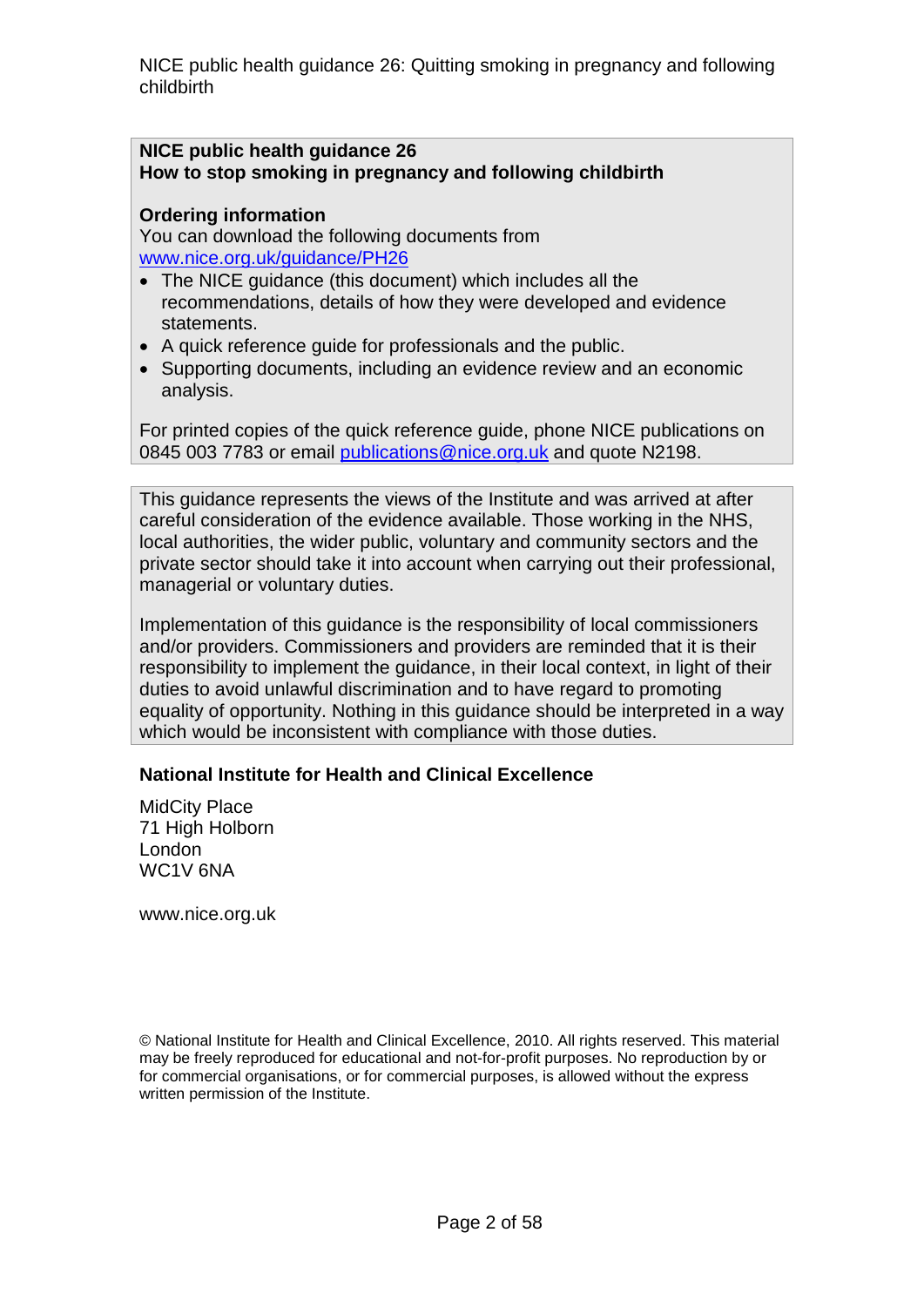**NICE public health guidance 26**
**How to stop smoking in pregnancy and following childbirth**

**Ordering information**

You can download the following documents from www.nice.org.uk/guidance/PH26

- The NICE guidance (this document) which includes all the recommendations, details of how they were developed and evidence statements.
- A quick reference guide for professionals and the public.
- Supporting documents, including an evidence review and an economic analysis.

For printed copies of the quick reference guide, phone NICE publications on 0845 003 7783 or email publications@nice.org.uk and quote N2198.

This guidance represents the views of the Institute and was arrived at after careful consideration of the evidence available. Those working in the NHS, local authorities, the wider public, voluntary and community sectors and the private sector should take it into account when carrying out their professional, managerial or voluntary duties.

Implementation of this guidance is the responsibility of local commissioners and/or providers. Commissioners and providers are reminded that it is their responsibility to implement the guidance, in their local context, in light of their duties to avoid unlawful discrimination and to have regard to promoting equality of opportunity. Nothing in this guidance should be interpreted in a way which would be inconsistent with compliance with those duties.

**National Institute for Health and Clinical Excellence**

MidCity Place
71 High Holborn
London
WC1V 6NA

www.nice.org.uk

© National Institute for Health and Clinical Excellence, 2010. All rights reserved. This material may be freely reproduced for educational and not-for-profit purposes. No reproduction by or for commercial organisations, or for commercial purposes, is allowed without the express written permission of the Institute.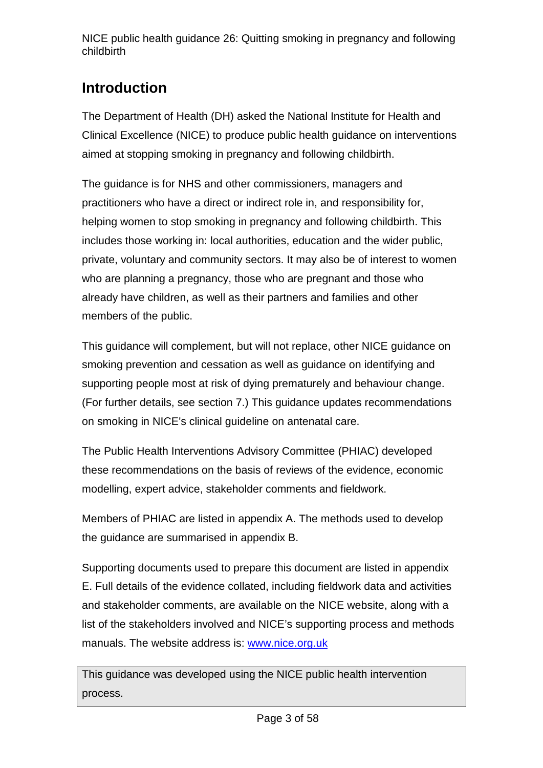## Introduction

The Department of Health (DH) asked the National Institute for Health and Clinical Excellence (NICE) to produce public health guidance on interventions aimed at stopping smoking in pregnancy and following childbirth.

The guidance is for NHS and other commissioners, managers and practitioners who have a direct or indirect role in, and responsibility for, helping women to stop smoking in pregnancy and following childbirth. This includes those working in: local authorities, education and the wider public, private, voluntary and community sectors. It may also be of interest to women who are planning a pregnancy, those who are pregnant and those who already have children, as well as their partners and families and other members of the public.

This guidance will complement, but will not replace, other NICE guidance on smoking prevention and cessation as well as guidance on identifying and supporting people most at risk of dying prematurely and behaviour change. (For further details, see section 7.) This guidance updates recommendations on smoking in NICE's clinical guideline on antenatal care.

The Public Health Interventions Advisory Committee (PHIAC) developed these recommendations on the basis of reviews of the evidence, economic modelling, expert advice, stakeholder comments and fieldwork.

Members of PHIAC are listed in appendix A. The methods used to develop the guidance are summarised in appendix B.

Supporting documents used to prepare this document are listed in appendix E. Full details of the evidence collated, including fieldwork data and activities and stakeholder comments, are available on the NICE website, along with a list of the stakeholders involved and NICE's supporting process and methods manuals. The website address is: [www.nice.org.uk](http://www.nice.org.uk)

This guidance was developed using the NICE public health intervention process.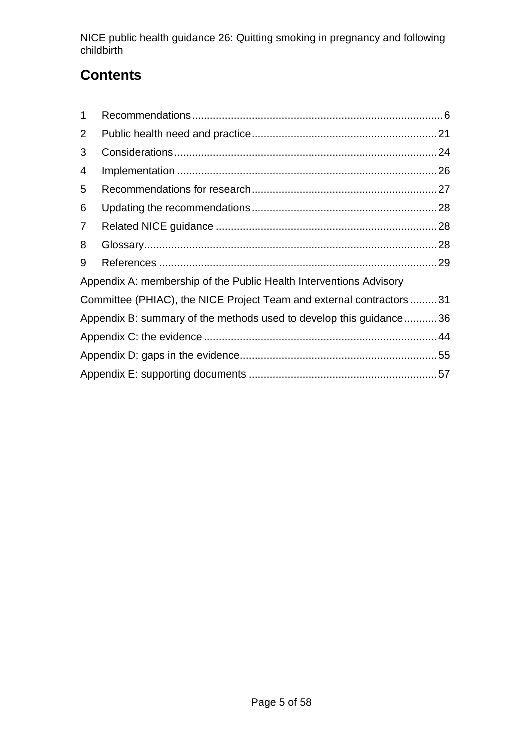## Contents

1 Recommendations ........ 6
2 Public health need and practice ........ 21
3 Considerations ........ 24
4 Implementation ........ 26
5 Recommendations for research ........ 27
6 Updating the recommendations ........ 28
7 Related NICE guidance ........ 28
8 Glossary ........ 28
9 References ........ 29

Appendix A: membership of the Public Health Interventions Advisory Committee (PHIAC), the NICE Project Team and external contractors ........ 31

Appendix B: summary of the methods used to develop this guidance ........ 36

Appendix C: the evidence ........ 44

Appendix D: gaps in the evidence ........ 55

Appendix E: supporting documents ........ 57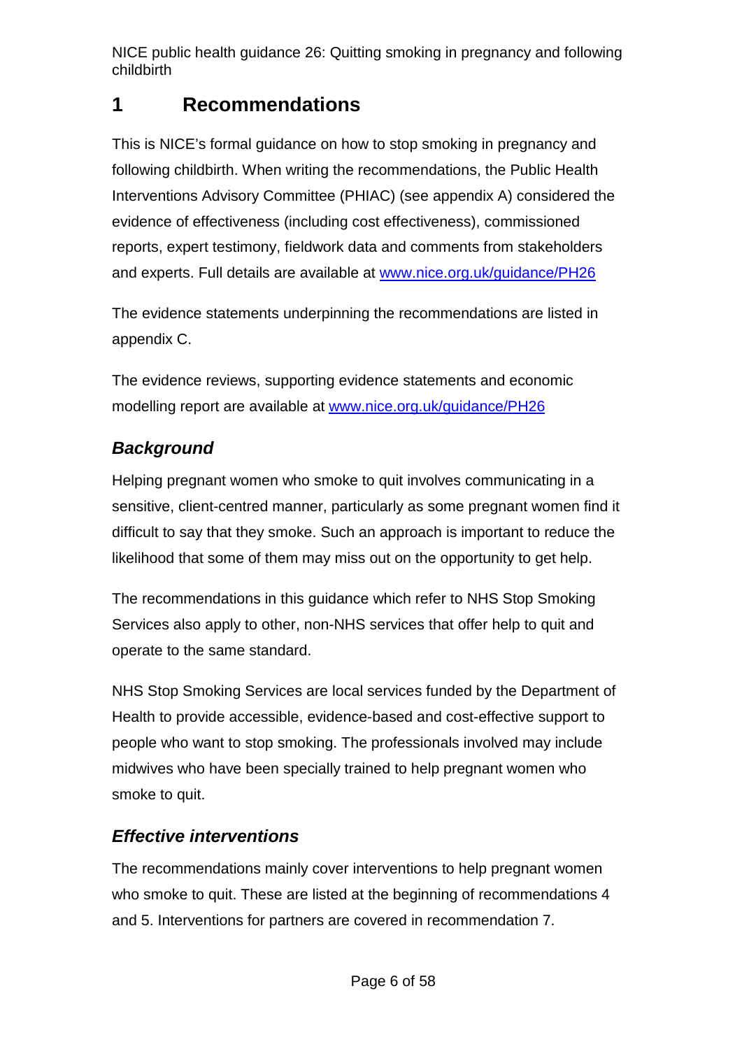# 1 Recommendations

This is NICE's formal guidance on how to stop smoking in pregnancy and following childbirth. When writing the recommendations, the Public Health Interventions Advisory Committee (PHIAC) (see appendix A) considered the evidence of effectiveness (including cost effectiveness), commissioned reports, expert testimony, fieldwork data and comments from stakeholders and experts. Full details are available at www.nice.org.uk/guidance/PH26

The evidence statements underpinning the recommendations are listed in appendix C.

The evidence reviews, supporting evidence statements and economic modelling report are available at www.nice.org.uk/guidance/PH26

## *Background*

Helping pregnant women who smoke to quit involves communicating in a sensitive, client-centred manner, particularly as some pregnant women find it difficult to say that they smoke. Such an approach is important to reduce the likelihood that some of them may miss out on the opportunity to get help.

The recommendations in this guidance which refer to NHS Stop Smoking Services also apply to other, non-NHS services that offer help to quit and operate to the same standard.

NHS Stop Smoking Services are local services funded by the Department of Health to provide accessible, evidence-based and cost-effective support to people who want to stop smoking. The professionals involved may include midwives who have been specially trained to help pregnant women who smoke to quit.

## *Effective interventions*

The recommendations mainly cover interventions to help pregnant women who smoke to quit. These are listed at the beginning of recommendations 4 and 5. Interventions for partners are covered in recommendation 7.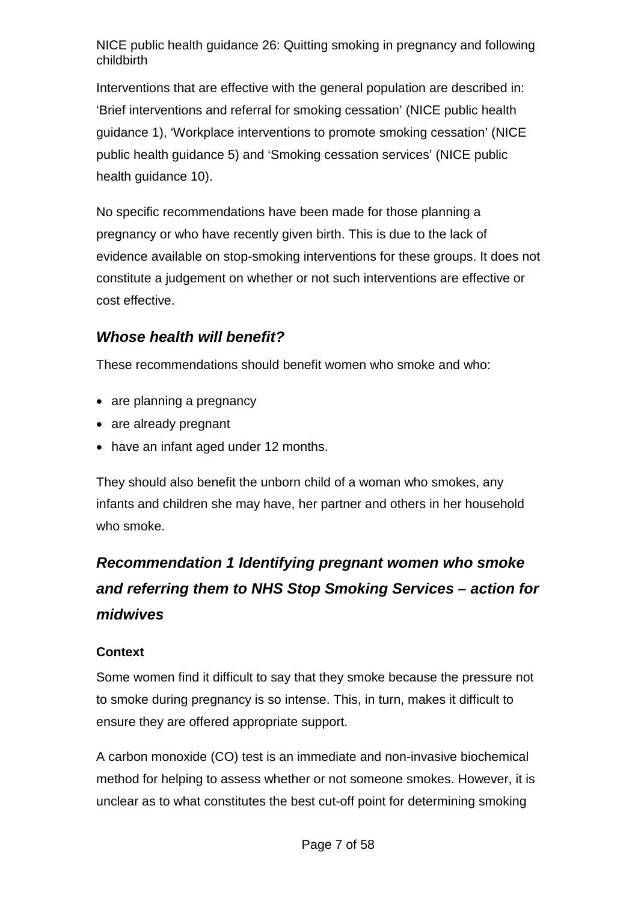Interventions that are effective with the general population are described in: 'Brief interventions and referral for smoking cessation' (NICE public health guidance 1), 'Workplace interventions to promote smoking cessation' (NICE public health guidance 5) and 'Smoking cessation services' (NICE public health guidance 10).

No specific recommendations have been made for those planning a pregnancy or who have recently given birth. This is due to the lack of evidence available on stop-smoking interventions for these groups. It does not constitute a judgement on whether or not such interventions are effective or cost effective.

### *Whose health will benefit?*

These recommendations should benefit women who smoke and who:

- are planning a pregnancy
- are already pregnant
- have an infant aged under 12 months.

They should also benefit the unborn child of a woman who smokes, any infants and children she may have, her partner and others in her household who smoke.

## *Recommendation 1 Identifying pregnant women who smoke and referring them to NHS Stop Smoking Services – action for midwives*

**Context**

Some women find it difficult to say that they smoke because the pressure not to smoke during pregnancy is so intense. This, in turn, makes it difficult to ensure they are offered appropriate support.

A carbon monoxide (CO) test is an immediate and non-invasive biochemical method for helping to assess whether or not someone smokes. However, it is unclear as to what constitutes the best cut-off point for determining smoking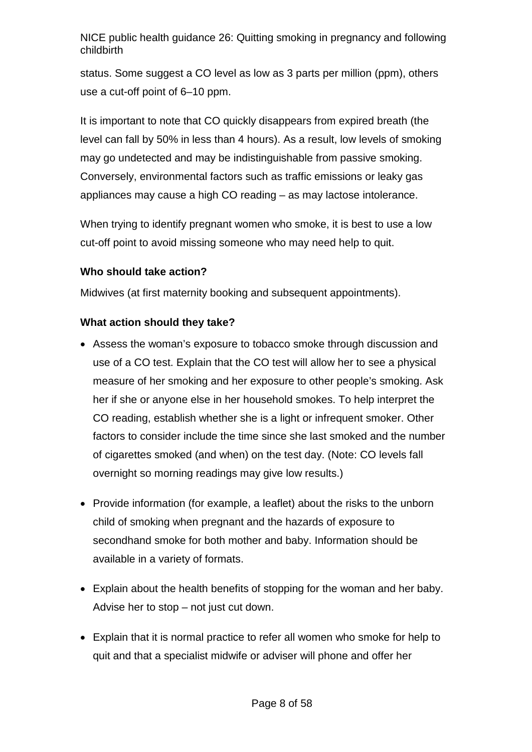status. Some suggest a CO level as low as 3 parts per million (ppm), others use a cut-off point of 6–10 ppm.

It is important to note that CO quickly disappears from expired breath (the level can fall by 50% in less than 4 hours). As a result, low levels of smoking may go undetected and may be indistinguishable from passive smoking. Conversely, environmental factors such as traffic emissions or leaky gas appliances may cause a high CO reading – as may lactose intolerance.

When trying to identify pregnant women who smoke, it is best to use a low cut-off point to avoid missing someone who may need help to quit.

**Who should take action?**

Midwives (at first maternity booking and subsequent appointments).

**What action should they take?**

- Assess the woman's exposure to tobacco smoke through discussion and use of a CO test. Explain that the CO test will allow her to see a physical measure of her smoking and her exposure to other people's smoking. Ask her if she or anyone else in her household smokes. To help interpret the CO reading, establish whether she is a light or infrequent smoker. Other factors to consider include the time since she last smoked and the number of cigarettes smoked (and when) on the test day. (Note: CO levels fall overnight so morning readings may give low results.)
- Provide information (for example, a leaflet) about the risks to the unborn child of smoking when pregnant and the hazards of exposure to secondhand smoke for both mother and baby. Information should be available in a variety of formats.
- Explain about the health benefits of stopping for the woman and her baby. Advise her to stop – not just cut down.
- Explain that it is normal practice to refer all women who smoke for help to quit and that a specialist midwife or adviser will phone and offer her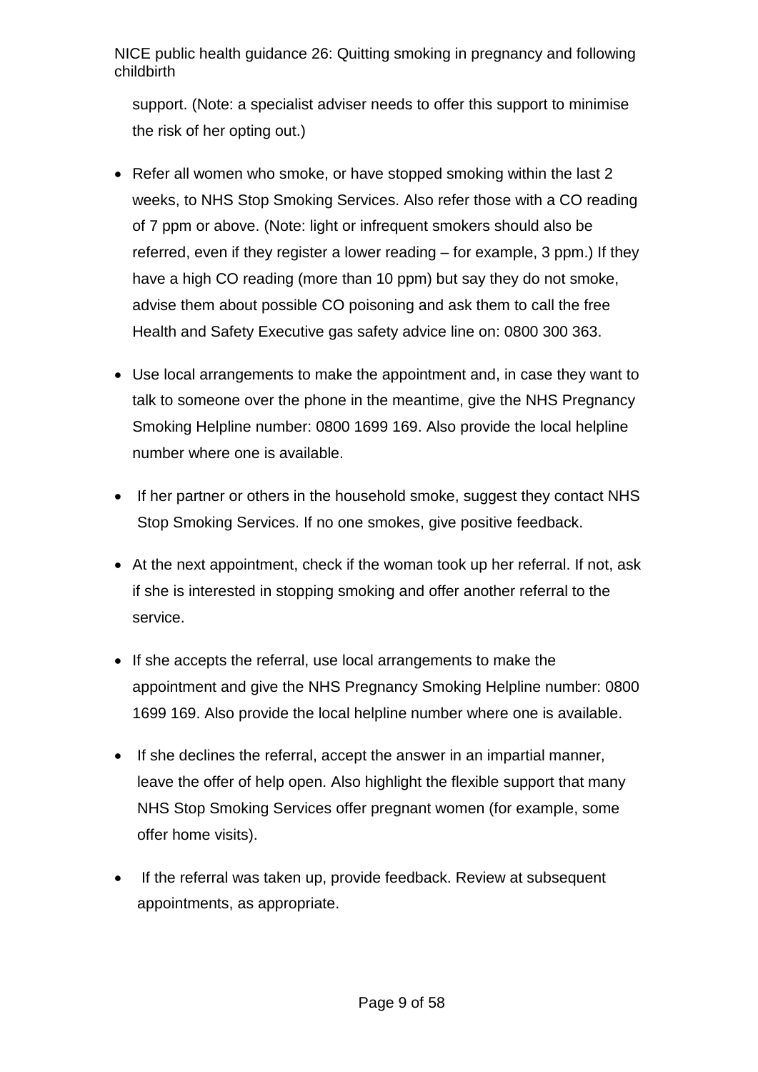support. (Note: a specialist adviser needs to offer this support to minimise the risk of her opting out.)

- Refer all women who smoke, or have stopped smoking within the last 2 weeks, to NHS Stop Smoking Services. Also refer those with a CO reading of 7 ppm or above. (Note: light or infrequent smokers should also be referred, even if they register a lower reading – for example, 3 ppm.) If they have a high CO reading (more than 10 ppm) but say they do not smoke, advise them about possible CO poisoning and ask them to call the free Health and Safety Executive gas safety advice line on: 0800 300 363.
- Use local arrangements to make the appointment and, in case they want to talk to someone over the phone in the meantime, give the NHS Pregnancy Smoking Helpline number: 0800 1699 169. Also provide the local helpline number where one is available.
- If her partner or others in the household smoke, suggest they contact NHS Stop Smoking Services. If no one smokes, give positive feedback.
- At the next appointment, check if the woman took up her referral. If not, ask if she is interested in stopping smoking and offer another referral to the service.
- If she accepts the referral, use local arrangements to make the appointment and give the NHS Pregnancy Smoking Helpline number: 0800 1699 169. Also provide the local helpline number where one is available.
- If she declines the referral, accept the answer in an impartial manner, leave the offer of help open. Also highlight the flexible support that many NHS Stop Smoking Services offer pregnant women (for example, some offer home visits).
- If the referral was taken up, provide feedback. Review at subsequent appointments, as appropriate.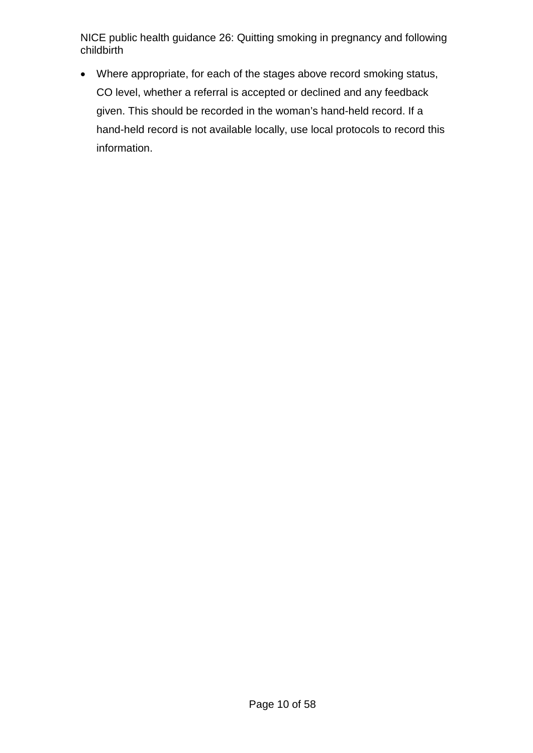- Where appropriate, for each of the stages above record smoking status, CO level, whether a referral is accepted or declined and any feedback given. This should be recorded in the woman's hand-held record. If a hand-held record is not available locally, use local protocols to record this information.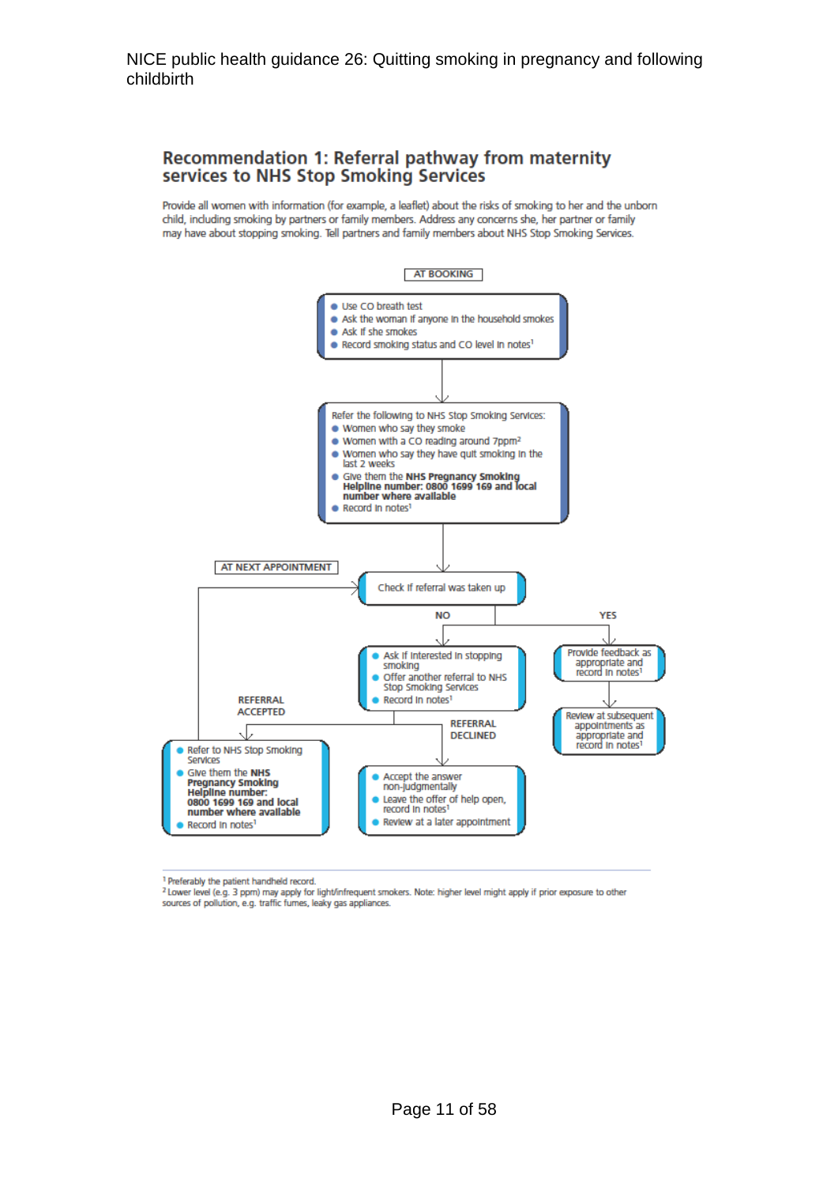## Recommendation 1: Referral pathway from maternity services to NHS Stop Smoking Services

Provide all women with information (for example, a leaflet) about the risks of smoking to her and the unborn child, including smoking by partners or family members. Address any concerns she, her partner or family may have about stopping smoking. Tell partners and family members about NHS Stop Smoking Services.

**AT BOOKING**

- Use CO breath test
- Ask the woman if anyone in the household smokes
- Ask if she smokes
- Record smoking status and CO level in notes[1]

↓

Refer the following to NHS Stop Smoking Services:

- Women who say they smoke
- Women with a CO reading around 7ppm[2]
- Women who say they have quit smoking in the last 2 weeks
- Give them the **NHS Pregnancy Smoking Helpline number: 0800 1699 169 and local number where available**
- Record in notes[1]

↓

**AT NEXT APPOINTMENT**

Check if referral was taken up

**YES**

- Provide feedback as appropriate and record in notes[1]
- ↓ Review at subsequent appointments as appropriate and record in notes[1]

**NO**

- Ask if interested in stopping smoking
- Offer another referral to NHS Stop Smoking Services
- Record in notes[1]

**REFERRAL ACCEPTED**

- Refer to NHS Stop Smoking Services
- Give them the **NHS Pregnancy Smoking Helpline number: 0800 1699 169 and local number where available**
- Record in notes[1]

(Then return to "Check if referral was taken up" at next appointment.)

**REFERRAL DECLINED**

- Accept the answer non-judgmentally
- Leave the offer of help open, record in notes[1]
- Review at a later appointment

---

[1] Preferably the patient handheld record.

[2] Lower level (e.g. 3 ppm) may apply for light/infrequent smokers. Note: higher level might apply if prior exposure to other sources of pollution, e.g. traffic fumes, leaky gas appliances.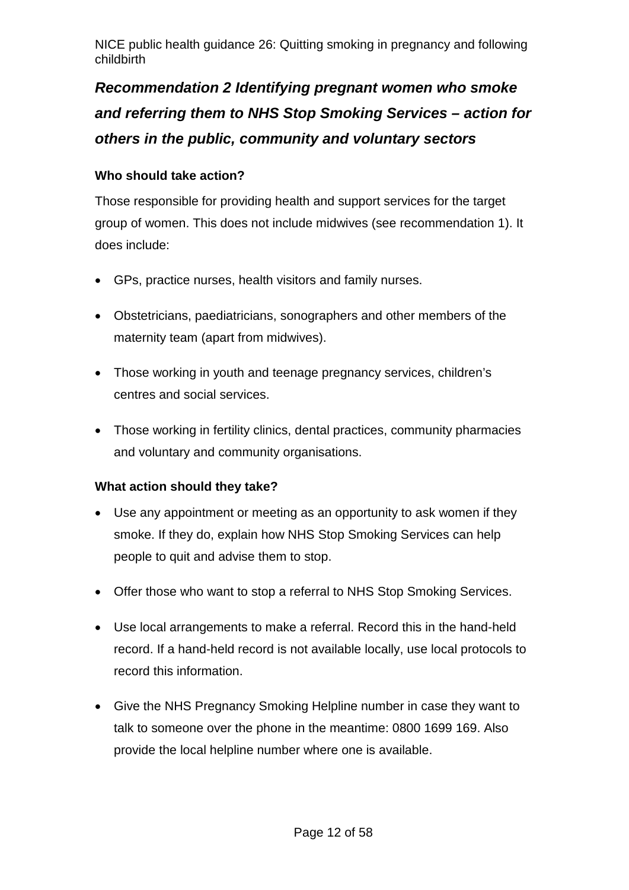## *Recommendation 2 Identifying pregnant women who smoke and referring them to NHS Stop Smoking Services – action for others in the public, community and voluntary sectors*

**Who should take action?**

Those responsible for providing health and support services for the target group of women. This does not include midwives (see recommendation 1). It does include:

- GPs, practice nurses, health visitors and family nurses.
- Obstetricians, paediatricians, sonographers and other members of the maternity team (apart from midwives).
- Those working in youth and teenage pregnancy services, children's centres and social services.
- Those working in fertility clinics, dental practices, community pharmacies and voluntary and community organisations.

**What action should they take?**

- Use any appointment or meeting as an opportunity to ask women if they smoke. If they do, explain how NHS Stop Smoking Services can help people to quit and advise them to stop.
- Offer those who want to stop a referral to NHS Stop Smoking Services.
- Use local arrangements to make a referral. Record this in the hand-held record. If a hand-held record is not available locally, use local protocols to record this information.
- Give the NHS Pregnancy Smoking Helpline number in case they want to talk to someone over the phone in the meantime: 0800 1699 169. Also provide the local helpline number where one is available.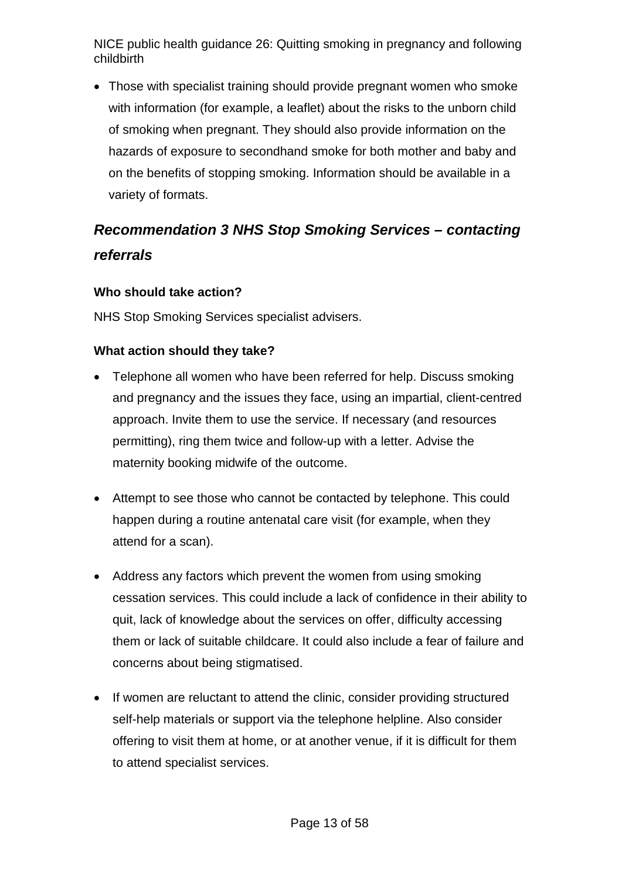- Those with specialist training should provide pregnant women who smoke with information (for example, a leaflet) about the risks to the unborn child of smoking when pregnant. They should also provide information on the hazards of exposure to secondhand smoke for both mother and baby and on the benefits of stopping smoking. Information should be available in a variety of formats.

## *Recommendation 3 NHS Stop Smoking Services – contacting referrals*

**Who should take action?**

NHS Stop Smoking Services specialist advisers.

**What action should they take?**

- Telephone all women who have been referred for help. Discuss smoking and pregnancy and the issues they face, using an impartial, client-centred approach. Invite them to use the service. If necessary (and resources permitting), ring them twice and follow-up with a letter. Advise the maternity booking midwife of the outcome.

- Attempt to see those who cannot be contacted by telephone. This could happen during a routine antenatal care visit (for example, when they attend for a scan).

- Address any factors which prevent the women from using smoking cessation services. This could include a lack of confidence in their ability to quit, lack of knowledge about the services on offer, difficulty accessing them or lack of suitable childcare. It could also include a fear of failure and concerns about being stigmatised.

- If women are reluctant to attend the clinic, consider providing structured self-help materials or support via the telephone helpline. Also consider offering to visit them at home, or at another venue, if it is difficult for them to attend specialist services.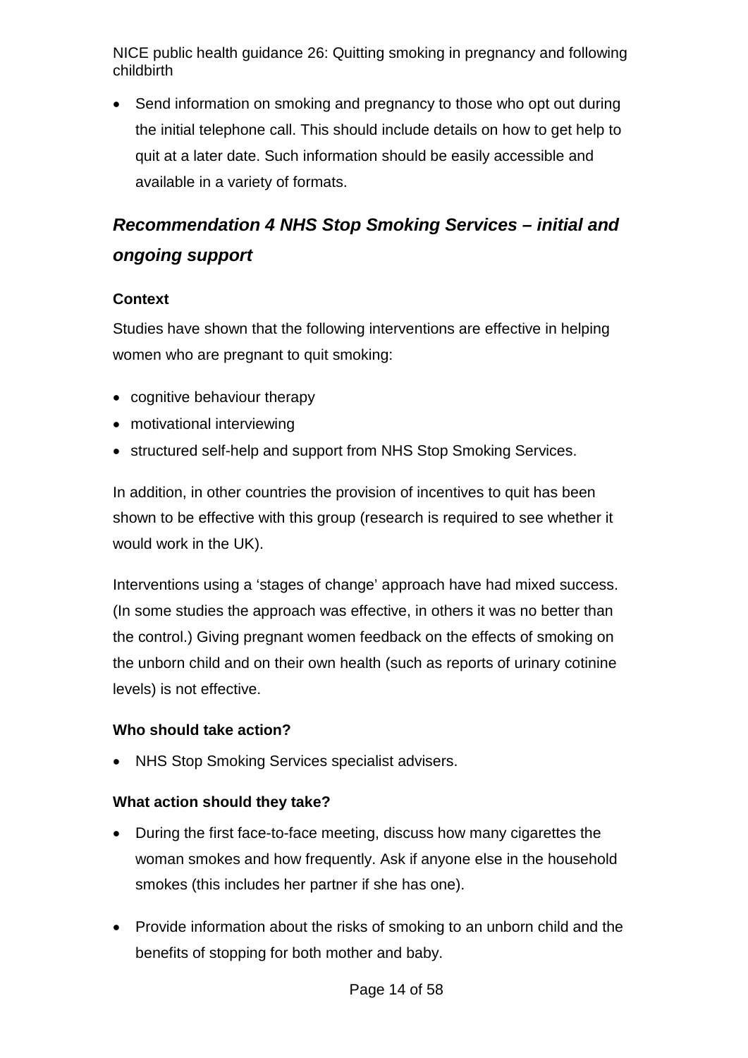- Send information on smoking and pregnancy to those who opt out during the initial telephone call. This should include details on how to get help to quit at a later date. Such information should be easily accessible and available in a variety of formats.

## *Recommendation 4 NHS Stop Smoking Services – initial and ongoing support*

### Context

Studies have shown that the following interventions are effective in helping women who are pregnant to quit smoking:

- cognitive behaviour therapy
- motivational interviewing
- structured self-help and support from NHS Stop Smoking Services.

In addition, in other countries the provision of incentives to quit has been shown to be effective with this group (research is required to see whether it would work in the UK).

Interventions using a 'stages of change' approach have had mixed success. (In some studies the approach was effective, in others it was no better than the control.) Giving pregnant women feedback on the effects of smoking on the unborn child and on their own health (such as reports of urinary cotinine levels) is not effective.

### Who should take action?

- NHS Stop Smoking Services specialist advisers.

### What action should they take?

- During the first face-to-face meeting, discuss how many cigarettes the woman smokes and how frequently. Ask if anyone else in the household smokes (this includes her partner if she has one).
- Provide information about the risks of smoking to an unborn child and the benefits of stopping for both mother and baby.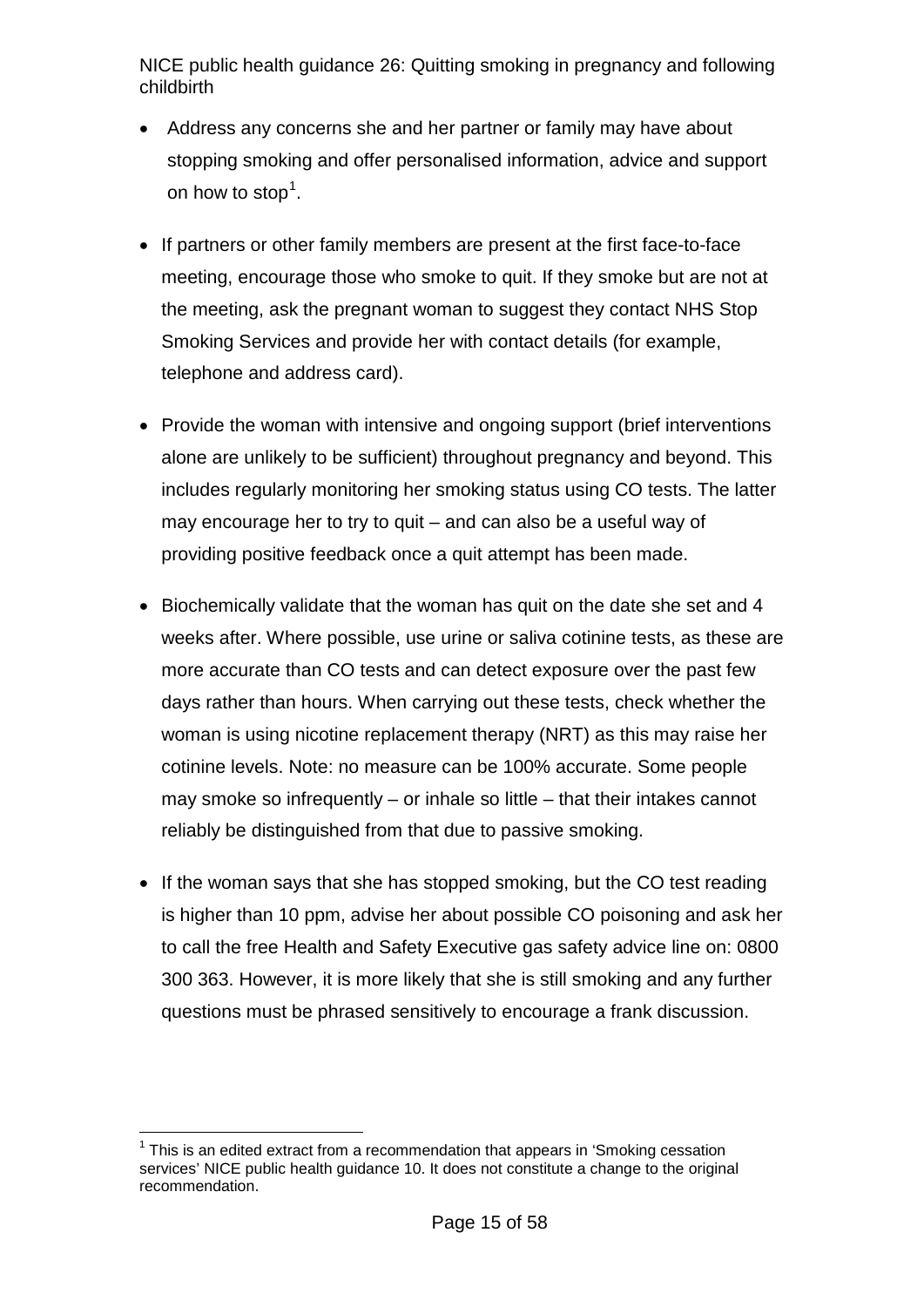- Address any concerns she and her partner or family may have about stopping smoking and offer personalised information, advice and support on how to stop[1].

- If partners or other family members are present at the first face-to-face meeting, encourage those who smoke to quit. If they smoke but are not at the meeting, ask the pregnant woman to suggest they contact NHS Stop Smoking Services and provide her with contact details (for example, telephone and address card).

- Provide the woman with intensive and ongoing support (brief interventions alone are unlikely to be sufficient) throughout pregnancy and beyond. This includes regularly monitoring her smoking status using CO tests. The latter may encourage her to try to quit – and can also be a useful way of providing positive feedback once a quit attempt has been made.

- Biochemically validate that the woman has quit on the date she set and 4 weeks after. Where possible, use urine or saliva cotinine tests, as these are more accurate than CO tests and can detect exposure over the past few days rather than hours. When carrying out these tests, check whether the woman is using nicotine replacement therapy (NRT) as this may raise her cotinine levels. Note: no measure can be 100% accurate. Some people may smoke so infrequently – or inhale so little – that their intakes cannot reliably be distinguished from that due to passive smoking.

- If the woman says that she has stopped smoking, but the CO test reading is higher than 10 ppm, advise her about possible CO poisoning and ask her to call the free Health and Safety Executive gas safety advice line on: 0800 300 363. However, it is more likely that she is still smoking and any further questions must be phrased sensitively to encourage a frank discussion.

---

[1] This is an edited extract from a recommendation that appears in 'Smoking cessation services' NICE public health guidance 10. It does not constitute a change to the original recommendation.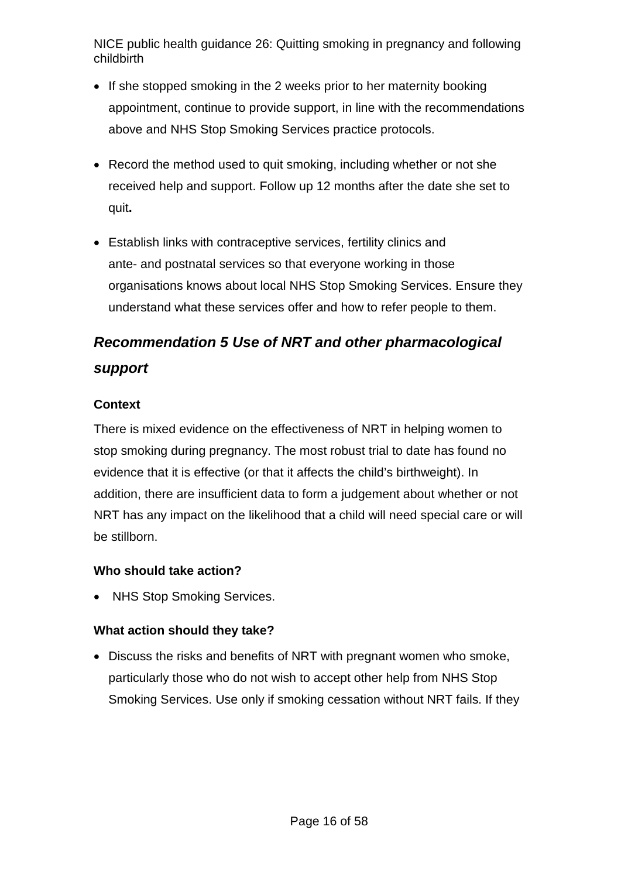- If she stopped smoking in the 2 weeks prior to her maternity booking appointment, continue to provide support, in line with the recommendations above and NHS Stop Smoking Services practice protocols.

- Record the method used to quit smoking, including whether or not she received help and support. Follow up 12 months after the date she set to quit**.**

- Establish links with contraceptive services, fertility clinics and ante- and postnatal services so that everyone working in those organisations knows about local NHS Stop Smoking Services. Ensure they understand what these services offer and how to refer people to them.

### *Recommendation 5 Use of NRT and other pharmacological support*

**Context**

There is mixed evidence on the effectiveness of NRT in helping women to stop smoking during pregnancy. The most robust trial to date has found no evidence that it is effective (or that it affects the child's birthweight). In addition, there are insufficient data to form a judgement about whether or not NRT has any impact on the likelihood that a child will need special care or will be stillborn.

**Who should take action?**

- NHS Stop Smoking Services.

**What action should they take?**

- Discuss the risks and benefits of NRT with pregnant women who smoke, particularly those who do not wish to accept other help from NHS Stop Smoking Services. Use only if smoking cessation without NRT fails. If they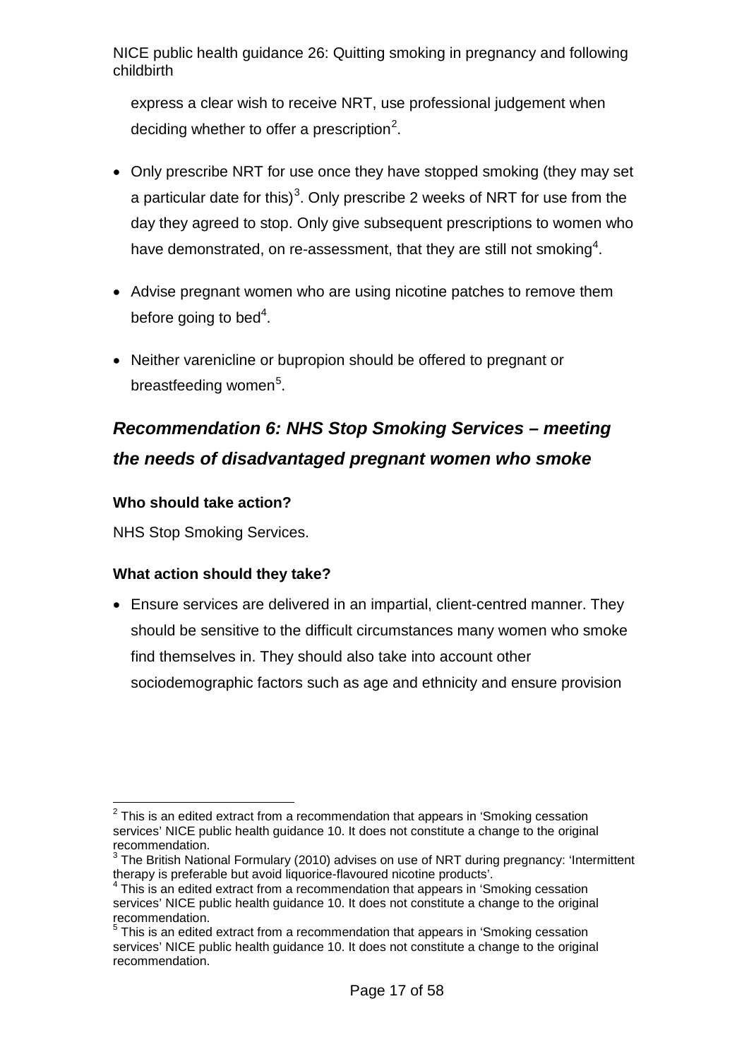express a clear wish to receive NRT, use professional judgement when deciding whether to offer a prescription[2].

- Only prescribe NRT for use once they have stopped smoking (they may set a particular date for this)[3]. Only prescribe 2 weeks of NRT for use from the day they agreed to stop. Only give subsequent prescriptions to women who have demonstrated, on re-assessment, that they are still not smoking[4].
- Advise pregnant women who are using nicotine patches to remove them before going to bed[4].
- Neither varenicline or bupropion should be offered to pregnant or breastfeeding women[5].

## *Recommendation 6: NHS Stop Smoking Services – meeting the needs of disadvantaged pregnant women who smoke*

**Who should take action?**

NHS Stop Smoking Services.

**What action should they take?**

- Ensure services are delivered in an impartial, client-centred manner. They should be sensitive to the difficult circumstances many women who smoke find themselves in. They should also take into account other sociodemographic factors such as age and ethnicity and ensure provision

---

[2] This is an edited extract from a recommendation that appears in 'Smoking cessation services' NICE public health guidance 10. It does not constitute a change to the original recommendation.

[3] The British National Formulary (2010) advises on use of NRT during pregnancy: 'Intermittent therapy is preferable but avoid liquorice-flavoured nicotine products'.

[4] This is an edited extract from a recommendation that appears in 'Smoking cessation services' NICE public health guidance 10. It does not constitute a change to the original recommendation.

[5] This is an edited extract from a recommendation that appears in 'Smoking cessation services' NICE public health guidance 10. It does not constitute a change to the original recommendation.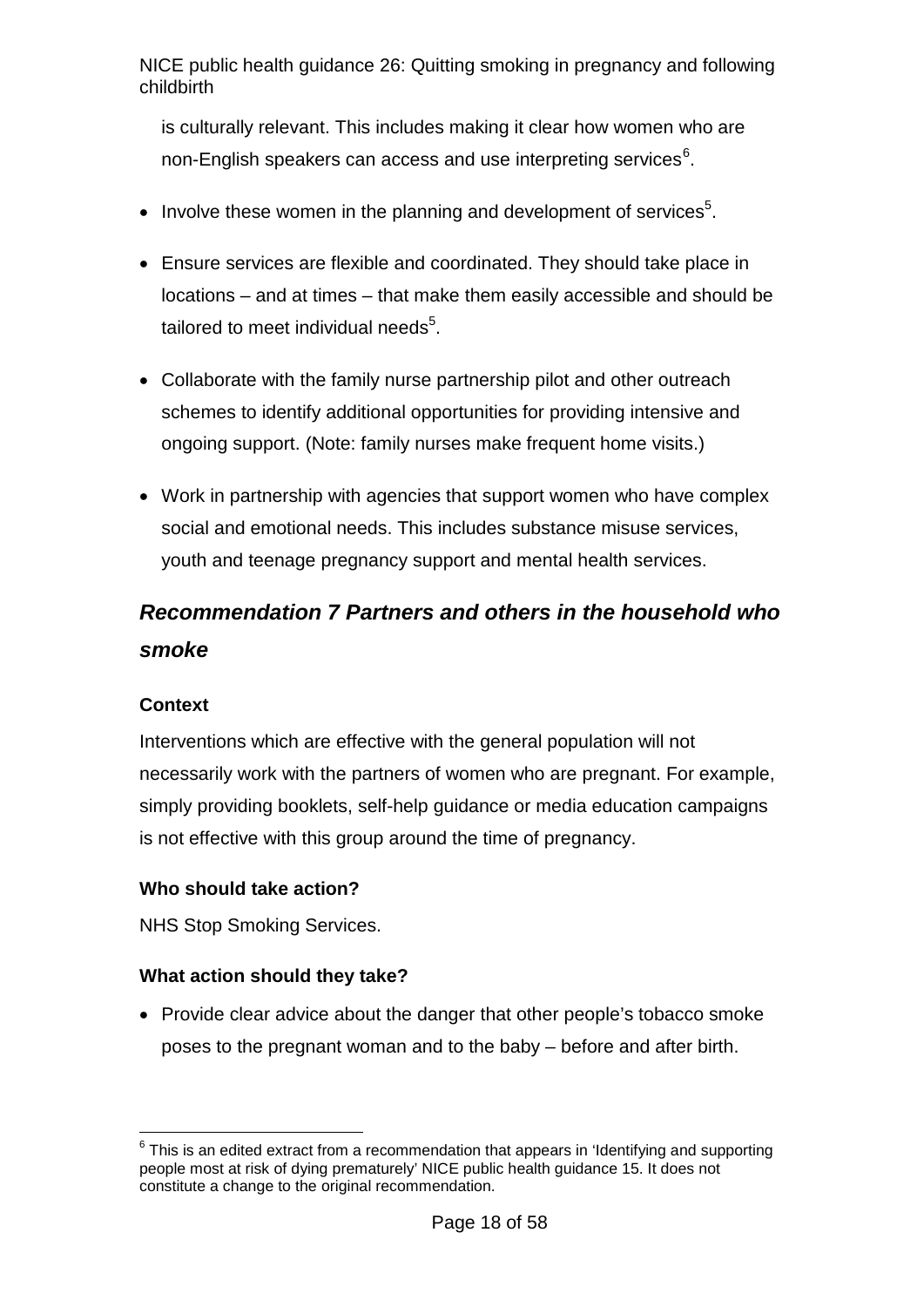is culturally relevant. This includes making it clear how women who are non-English speakers can access and use interpreting services[6].

- Involve these women in the planning and development of services[5].
- Ensure services are flexible and coordinated. They should take place in locations – and at times – that make them easily accessible and should be tailored to meet individual needs[5].
- Collaborate with the family nurse partnership pilot and other outreach schemes to identify additional opportunities for providing intensive and ongoing support. (Note: family nurses make frequent home visits.)
- Work in partnership with agencies that support women who have complex social and emotional needs. This includes substance misuse services, youth and teenage pregnancy support and mental health services.

## *Recommendation 7 Partners and others in the household who smoke*

**Context**

Interventions which are effective with the general population will not necessarily work with the partners of women who are pregnant. For example, simply providing booklets, self-help guidance or media education campaigns is not effective with this group around the time of pregnancy.

**Who should take action?**

NHS Stop Smoking Services.

**What action should they take?**

- Provide clear advice about the danger that other people's tobacco smoke poses to the pregnant woman and to the baby – before and after birth.

[6] This is an edited extract from a recommendation that appears in 'Identifying and supporting people most at risk of dying prematurely' NICE public health guidance 15. It does not constitute a change to the original recommendation.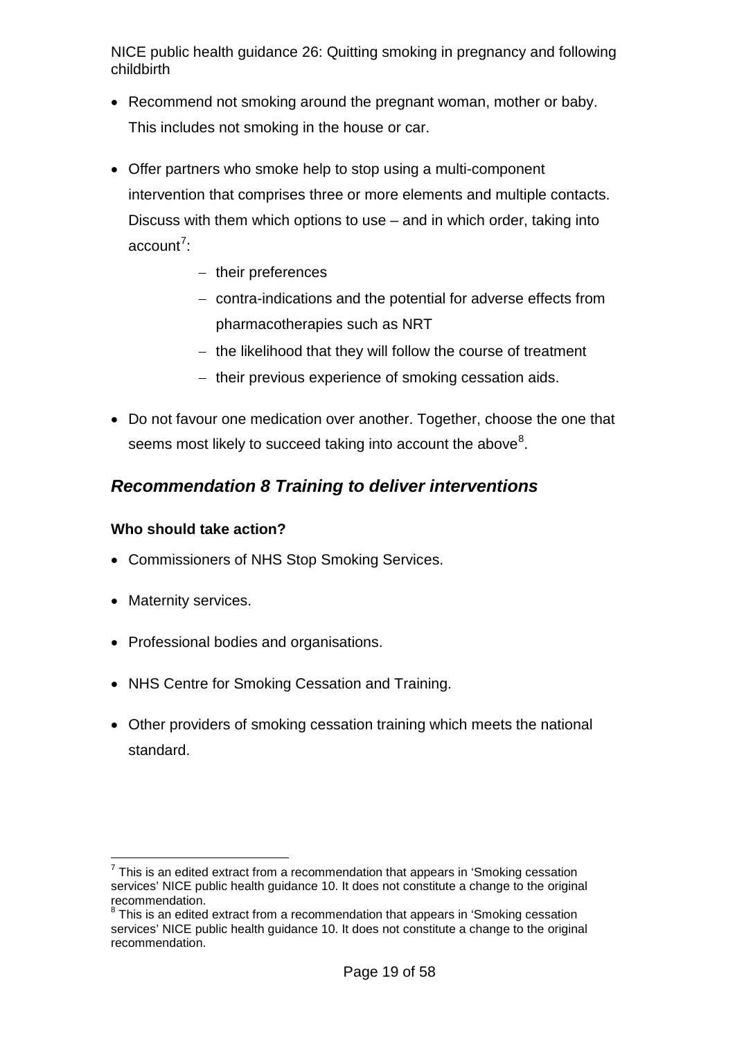- Recommend not smoking around the pregnant woman, mother or baby. This includes not smoking in the house or car.
- Offer partners who smoke help to stop using a multi-component intervention that comprises three or more elements and multiple contacts. Discuss with them which options to use – and in which order, taking into account[7]:
  - their preferences
  - contra-indications and the potential for adverse effects from pharmacotherapies such as NRT
  - the likelihood that they will follow the course of treatment
  - their previous experience of smoking cessation aids.
- Do not favour one medication over another. Together, choose the one that seems most likely to succeed taking into account the above[8].

## *Recommendation 8 Training to deliver interventions*

**Who should take action?**

- Commissioners of NHS Stop Smoking Services.
- Maternity services.
- Professional bodies and organisations.
- NHS Centre for Smoking Cessation and Training.
- Other providers of smoking cessation training which meets the national standard.

---

[7] This is an edited extract from a recommendation that appears in 'Smoking cessation services' NICE public health guidance 10. It does not constitute a change to the original recommendation.

[8] This is an edited extract from a recommendation that appears in 'Smoking cessation services' NICE public health guidance 10. It does not constitute a change to the original recommendation.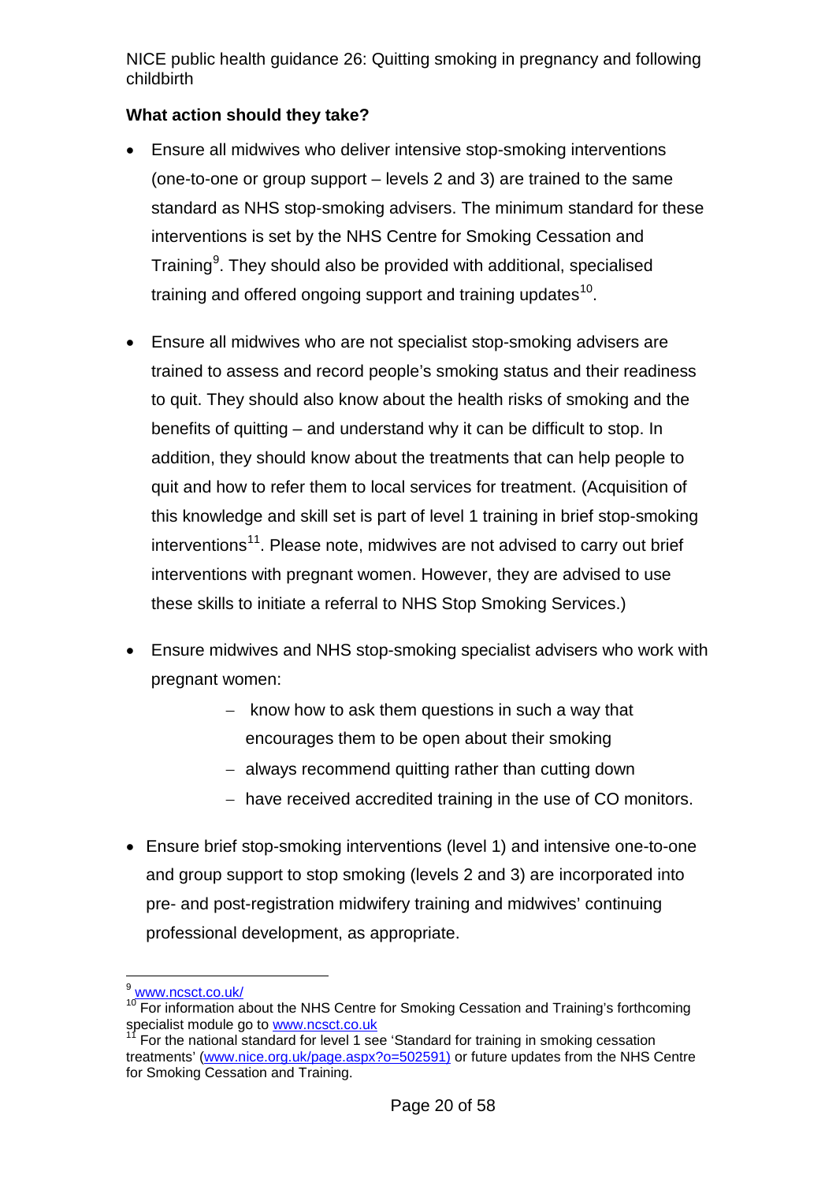**What action should they take?**

- Ensure all midwives who deliver intensive stop-smoking interventions (one-to-one or group support – levels 2 and 3) are trained to the same standard as NHS stop-smoking advisers. The minimum standard for these interventions is set by the NHS Centre for Smoking Cessation and Training[9]. They should also be provided with additional, specialised training and offered ongoing support and training updates[10].

- Ensure all midwives who are not specialist stop-smoking advisers are trained to assess and record people's smoking status and their readiness to quit. They should also know about the health risks of smoking and the benefits of quitting – and understand why it can be difficult to stop. In addition, they should know about the treatments that can help people to quit and how to refer them to local services for treatment. (Acquisition of this knowledge and skill set is part of level 1 training in brief stop-smoking interventions[11]. Please note, midwives are not advised to carry out brief interventions with pregnant women. However, they are advised to use these skills to initiate a referral to NHS Stop Smoking Services.)

- Ensure midwives and NHS stop-smoking specialist advisers who work with pregnant women:
  - know how to ask them questions in such a way that encourages them to be open about their smoking
  - always recommend quitting rather than cutting down
  - have received accredited training in the use of CO monitors.

- Ensure brief stop-smoking interventions (level 1) and intensive one-to-one and group support to stop smoking (levels 2 and 3) are incorporated into pre- and post-registration midwifery training and midwives' continuing professional development, as appropriate.

---

[9] www.ncsct.co.uk/

[10] For information about the NHS Centre for Smoking Cessation and Training's forthcoming specialist module go to www.ncsct.co.uk

[11] For the national standard for level 1 see 'Standard for training in smoking cessation treatments' (www.nice.org.uk/page.aspx?o=502591) or future updates from the NHS Centre for Smoking Cessation and Training.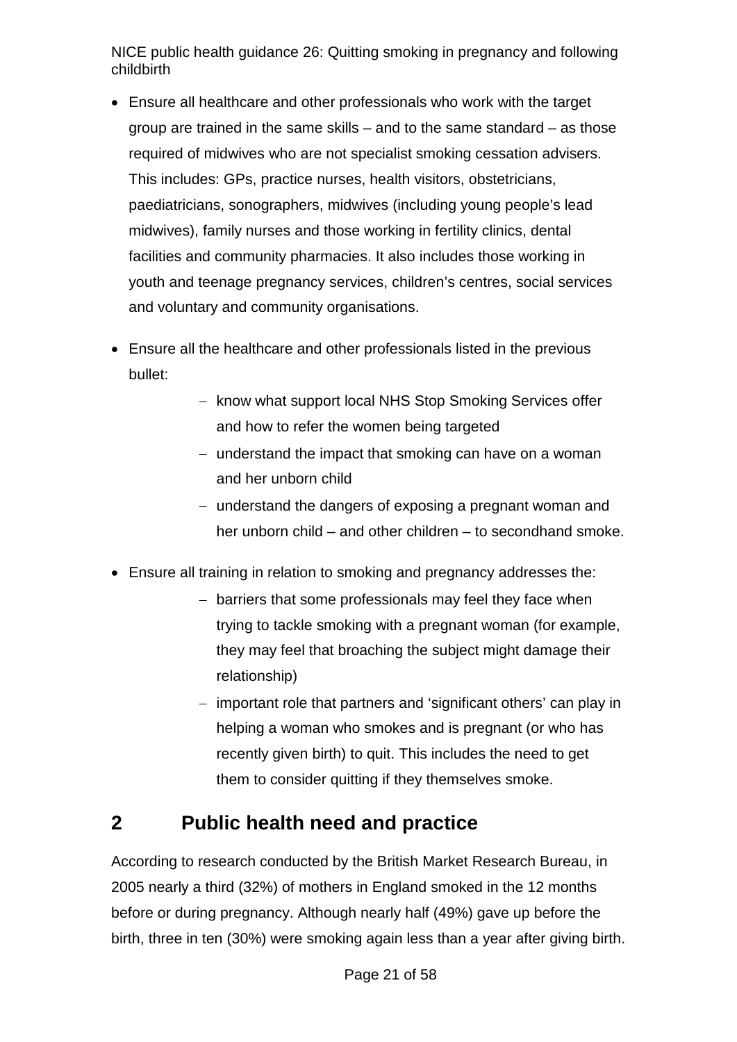- Ensure all healthcare and other professionals who work with the target group are trained in the same skills – and to the same standard – as those required of midwives who are not specialist smoking cessation advisers. This includes: GPs, practice nurses, health visitors, obstetricians, paediatricians, sonographers, midwives (including young people's lead midwives), family nurses and those working in fertility clinics, dental facilities and community pharmacies. It also includes those working in youth and teenage pregnancy services, children's centres, social services and voluntary and community organisations.
- Ensure all the healthcare and other professionals listed in the previous bullet:
  - know what support local NHS Stop Smoking Services offer and how to refer the women being targeted
  - understand the impact that smoking can have on a woman and her unborn child
  - understand the dangers of exposing a pregnant woman and her unborn child – and other children – to secondhand smoke.
- Ensure all training in relation to smoking and pregnancy addresses the:
  - barriers that some professionals may feel they face when trying to tackle smoking with a pregnant woman (for example, they may feel that broaching the subject might damage their relationship)
  - important role that partners and 'significant others' can play in helping a woman who smokes and is pregnant (or who has recently given birth) to quit. This includes the need to get them to consider quitting if they themselves smoke.

## 2 Public health need and practice

According to research conducted by the British Market Research Bureau, in 2005 nearly a third (32%) of mothers in England smoked in the 12 months before or during pregnancy. Although nearly half (49%) gave up before the birth, three in ten (30%) were smoking again less than a year after giving birth.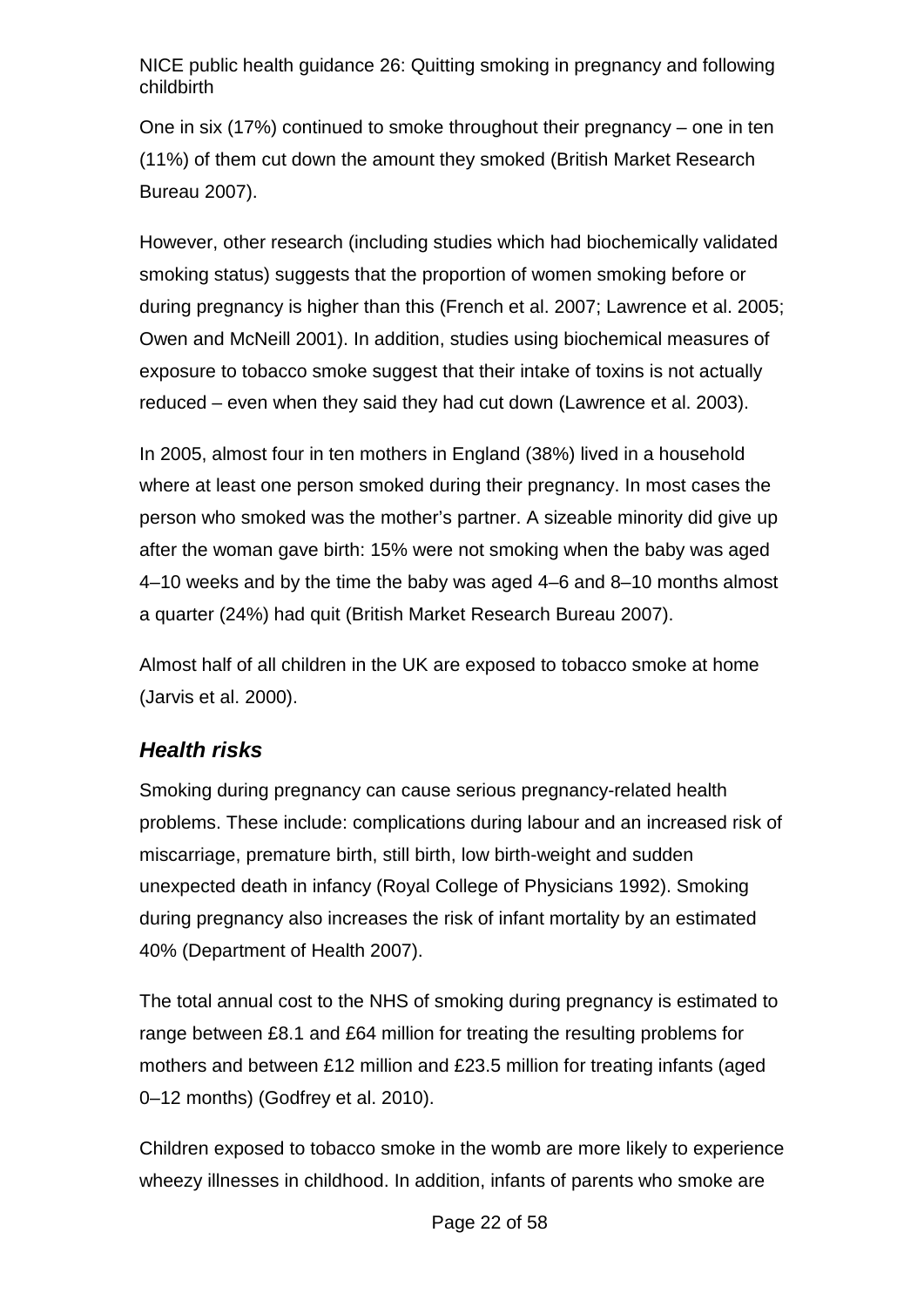One in six (17%) continued to smoke throughout their pregnancy – one in ten (11%) of them cut down the amount they smoked (British Market Research Bureau 2007).

However, other research (including studies which had biochemically validated smoking status) suggests that the proportion of women smoking before or during pregnancy is higher than this (French et al. 2007; Lawrence et al. 2005; Owen and McNeill 2001). In addition, studies using biochemical measures of exposure to tobacco smoke suggest that their intake of toxins is not actually reduced – even when they said they had cut down (Lawrence et al. 2003).

In 2005, almost four in ten mothers in England (38%) lived in a household where at least one person smoked during their pregnancy. In most cases the person who smoked was the mother's partner. A sizeable minority did give up after the woman gave birth: 15% were not smoking when the baby was aged 4–10 weeks and by the time the baby was aged 4–6 and 8–10 months almost a quarter (24%) had quit (British Market Research Bureau 2007).

Almost half of all children in the UK are exposed to tobacco smoke at home (Jarvis et al. 2000).

### *Health risks*

Smoking during pregnancy can cause serious pregnancy-related health problems. These include: complications during labour and an increased risk of miscarriage, premature birth, still birth, low birth-weight and sudden unexpected death in infancy (Royal College of Physicians 1992). Smoking during pregnancy also increases the risk of infant mortality by an estimated 40% (Department of Health 2007).

The total annual cost to the NHS of smoking during pregnancy is estimated to range between £8.1 and £64 million for treating the resulting problems for mothers and between £12 million and £23.5 million for treating infants (aged 0–12 months) (Godfrey et al. 2010).

Children exposed to tobacco smoke in the womb are more likely to experience wheezy illnesses in childhood. In addition, infants of parents who smoke are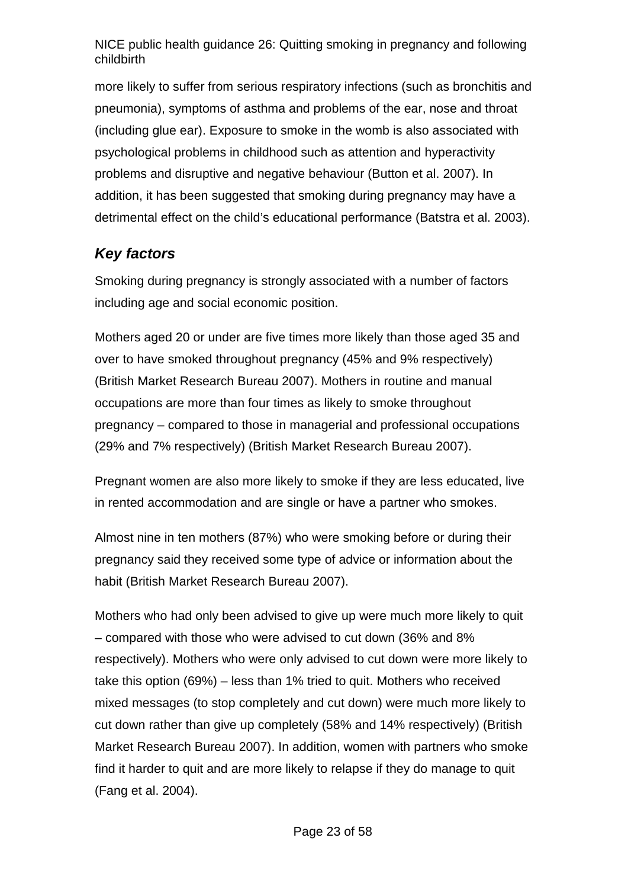more likely to suffer from serious respiratory infections (such as bronchitis and pneumonia), symptoms of asthma and problems of the ear, nose and throat (including glue ear). Exposure to smoke in the womb is also associated with psychological problems in childhood such as attention and hyperactivity problems and disruptive and negative behaviour (Button et al. 2007). In addition, it has been suggested that smoking during pregnancy may have a detrimental effect on the child's educational performance (Batstra et al. 2003).

### *Key factors*

Smoking during pregnancy is strongly associated with a number of factors including age and social economic position.

Mothers aged 20 or under are five times more likely than those aged 35 and over to have smoked throughout pregnancy (45% and 9% respectively) (British Market Research Bureau 2007). Mothers in routine and manual occupations are more than four times as likely to smoke throughout pregnancy – compared to those in managerial and professional occupations (29% and 7% respectively) (British Market Research Bureau 2007).

Pregnant women are also more likely to smoke if they are less educated, live in rented accommodation and are single or have a partner who smokes.

Almost nine in ten mothers (87%) who were smoking before or during their pregnancy said they received some type of advice or information about the habit (British Market Research Bureau 2007).

Mothers who had only been advised to give up were much more likely to quit – compared with those who were advised to cut down (36% and 8% respectively). Mothers who were only advised to cut down were more likely to take this option (69%) – less than 1% tried to quit. Mothers who received mixed messages (to stop completely and cut down) were much more likely to cut down rather than give up completely (58% and 14% respectively) (British Market Research Bureau 2007). In addition, women with partners who smoke find it harder to quit and are more likely to relapse if they do manage to quit (Fang et al. 2004).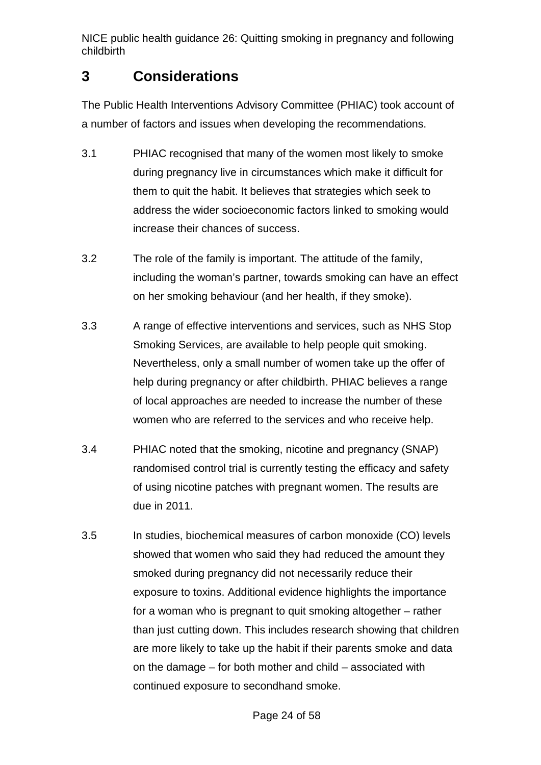# 3 Considerations

The Public Health Interventions Advisory Committee (PHIAC) took account of a number of factors and issues when developing the recommendations.

3.1 PHIAC recognised that many of the women most likely to smoke during pregnancy live in circumstances which make it difficult for them to quit the habit. It believes that strategies which seek to address the wider socioeconomic factors linked to smoking would increase their chances of success.

3.2 The role of the family is important. The attitude of the family, including the woman's partner, towards smoking can have an effect on her smoking behaviour (and her health, if they smoke).

3.3 A range of effective interventions and services, such as NHS Stop Smoking Services, are available to help people quit smoking. Nevertheless, only a small number of women take up the offer of help during pregnancy or after childbirth. PHIAC believes a range of local approaches are needed to increase the number of these women who are referred to the services and who receive help.

3.4 PHIAC noted that the smoking, nicotine and pregnancy (SNAP) randomised control trial is currently testing the efficacy and safety of using nicotine patches with pregnant women. The results are due in 2011.

3.5 In studies, biochemical measures of carbon monoxide (CO) levels showed that women who said they had reduced the amount they smoked during pregnancy did not necessarily reduce their exposure to toxins. Additional evidence highlights the importance for a woman who is pregnant to quit smoking altogether – rather than just cutting down. This includes research showing that children are more likely to take up the habit if their parents smoke and data on the damage – for both mother and child – associated with continued exposure to secondhand smoke.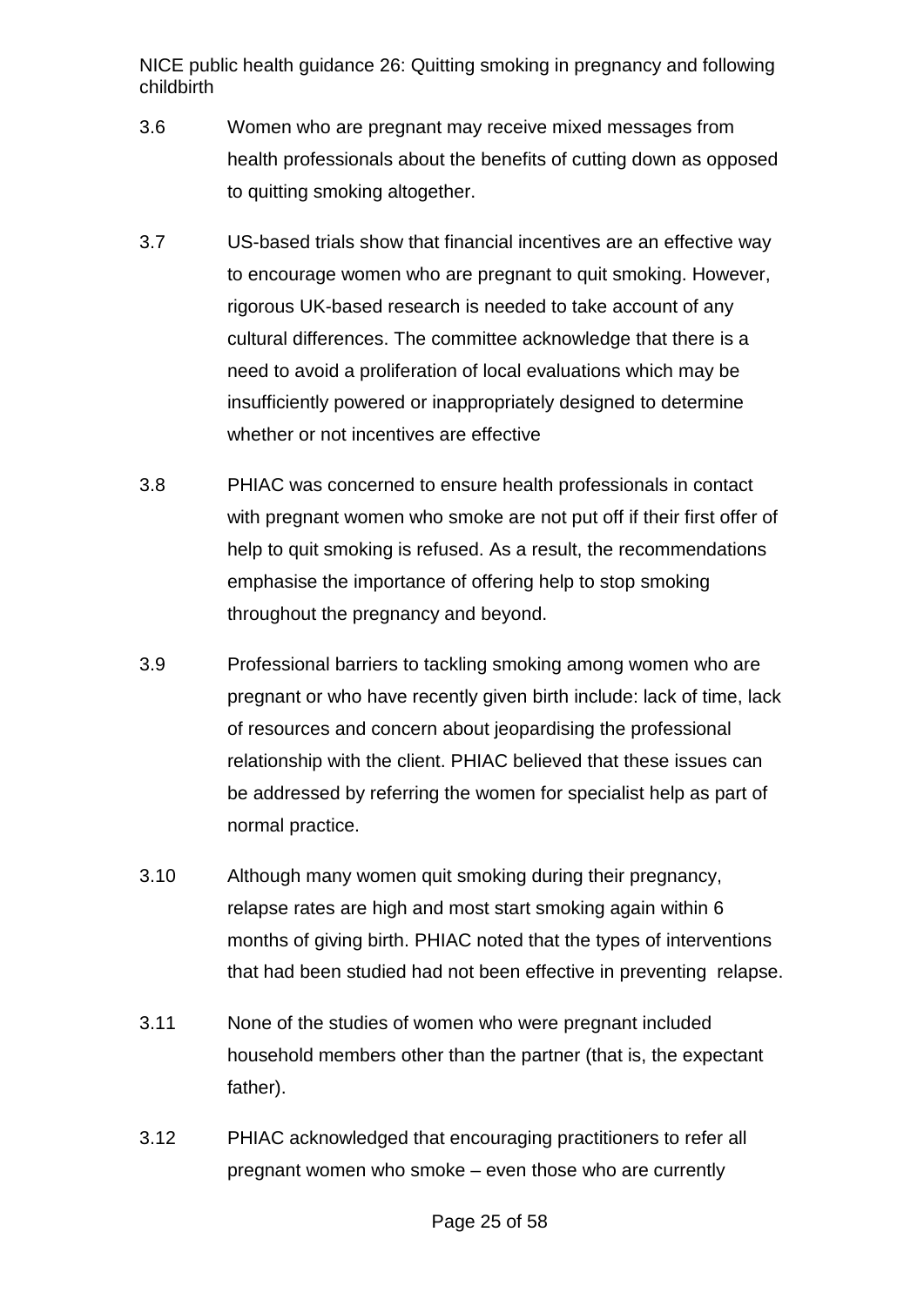3.6 Women who are pregnant may receive mixed messages from health professionals about the benefits of cutting down as opposed to quitting smoking altogether.

3.7 US-based trials show that financial incentives are an effective way to encourage women who are pregnant to quit smoking. However, rigorous UK-based research is needed to take account of any cultural differences. The committee acknowledge that there is a need to avoid a proliferation of local evaluations which may be insufficiently powered or inappropriately designed to determine whether or not incentives are effective

3.8 PHIAC was concerned to ensure health professionals in contact with pregnant women who smoke are not put off if their first offer of help to quit smoking is refused. As a result, the recommendations emphasise the importance of offering help to stop smoking throughout the pregnancy and beyond.

3.9 Professional barriers to tackling smoking among women who are pregnant or who have recently given birth include: lack of time, lack of resources and concern about jeopardising the professional relationship with the client. PHIAC believed that these issues can be addressed by referring the women for specialist help as part of normal practice.

3.10 Although many women quit smoking during their pregnancy, relapse rates are high and most start smoking again within 6 months of giving birth. PHIAC noted that the types of interventions that had been studied had not been effective in preventing relapse.

3.11 None of the studies of women who were pregnant included household members other than the partner (that is, the expectant father).

3.12 PHIAC acknowledged that encouraging practitioners to refer all pregnant women who smoke – even those who are currently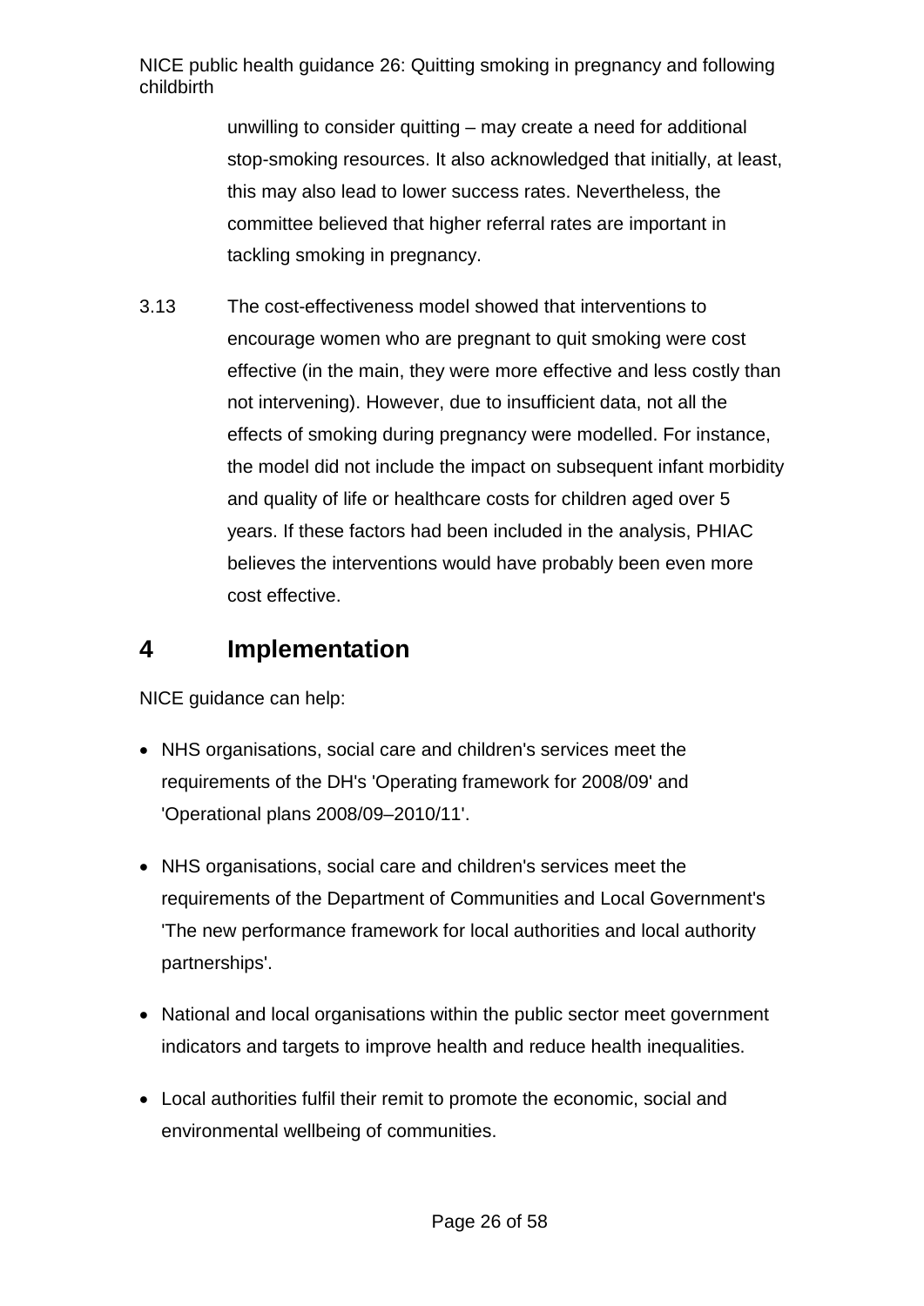unwilling to consider quitting – may create a need for additional stop-smoking resources. It also acknowledged that initially, at least, this may also lead to lower success rates. Nevertheless, the committee believed that higher referral rates are important in tackling smoking in pregnancy.

3.13 The cost-effectiveness model showed that interventions to encourage women who are pregnant to quit smoking were cost effective (in the main, they were more effective and less costly than not intervening). However, due to insufficient data, not all the effects of smoking during pregnancy were modelled. For instance, the model did not include the impact on subsequent infant morbidity and quality of life or healthcare costs for children aged over 5 years. If these factors had been included in the analysis, PHIAC believes the interventions would have probably been even more cost effective.

## 4 Implementation

NICE guidance can help:

- NHS organisations, social care and children's services meet the requirements of the DH's 'Operating framework for 2008/09' and 'Operational plans 2008/09–2010/11'.
- NHS organisations, social care and children's services meet the requirements of the Department of Communities and Local Government's 'The new performance framework for local authorities and local authority partnerships'.
- National and local organisations within the public sector meet government indicators and targets to improve health and reduce health inequalities.
- Local authorities fulfil their remit to promote the economic, social and environmental wellbeing of communities.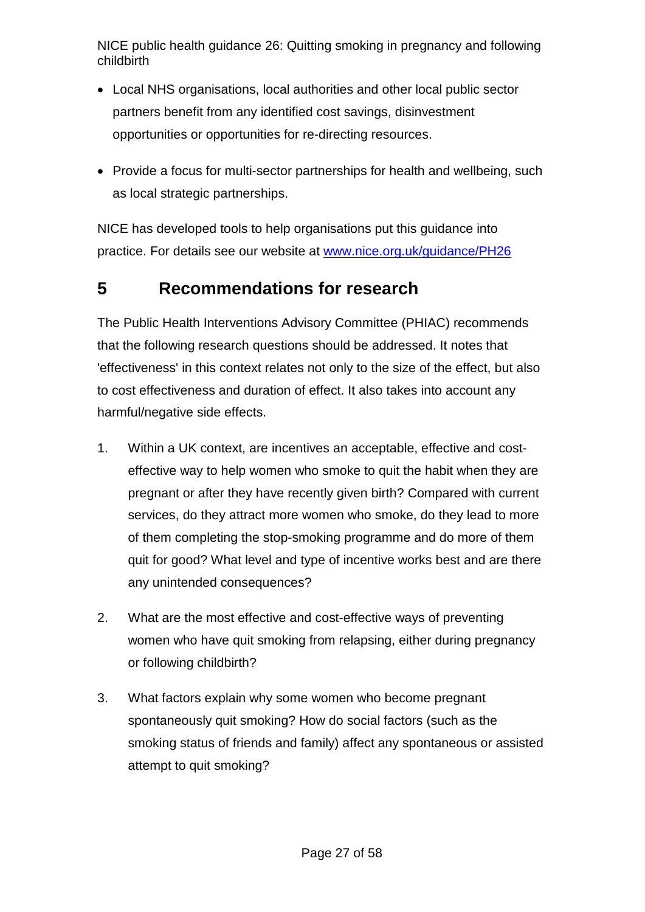- Local NHS organisations, local authorities and other local public sector partners benefit from any identified cost savings, disinvestment opportunities or opportunities for re-directing resources.
- Provide a focus for multi-sector partnerships for health and wellbeing, such as local strategic partnerships.

NICE has developed tools to help organisations put this guidance into practice. For details see our website at [www.nice.org.uk/guidance/PH26](www.nice.org.uk/guidance/PH26)

## 5 Recommendations for research

The Public Health Interventions Advisory Committee (PHIAC) recommends that the following research questions should be addressed. It notes that 'effectiveness' in this context relates not only to the size of the effect, but also to cost effectiveness and duration of effect. It also takes into account any harmful/negative side effects.

1. Within a UK context, are incentives an acceptable, effective and cost-effective way to help women who smoke to quit the habit when they are pregnant or after they have recently given birth? Compared with current services, do they attract more women who smoke, do they lead to more of them completing the stop-smoking programme and do more of them quit for good? What level and type of incentive works best and are there any unintended consequences?

2. What are the most effective and cost-effective ways of preventing women who have quit smoking from relapsing, either during pregnancy or following childbirth?

3. What factors explain why some women who become pregnant spontaneously quit smoking? How do social factors (such as the smoking status of friends and family) affect any spontaneous or assisted attempt to quit smoking?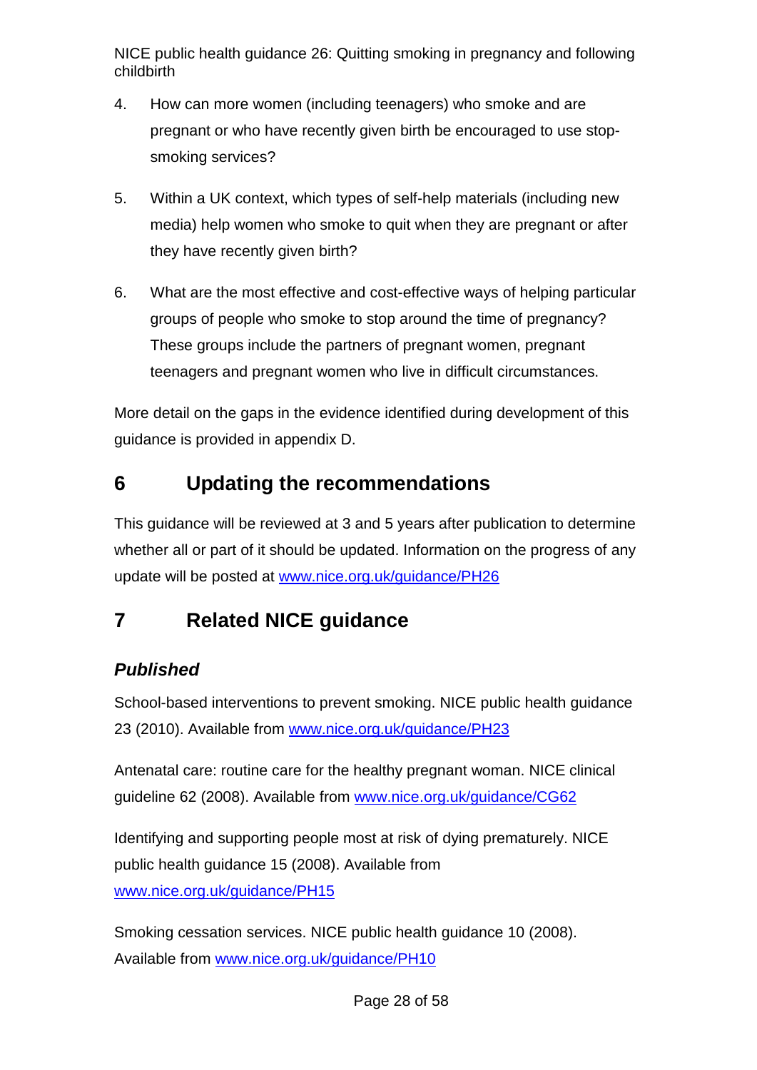4. How can more women (including teenagers) who smoke and are pregnant or who have recently given birth be encouraged to use stop-smoking services?

5. Within a UK context, which types of self-help materials (including new media) help women who smoke to quit when they are pregnant or after they have recently given birth?

6. What are the most effective and cost-effective ways of helping particular groups of people who smoke to stop around the time of pregnancy? These groups include the partners of pregnant women, pregnant teenagers and pregnant women who live in difficult circumstances.

More detail on the gaps in the evidence identified during development of this guidance is provided in appendix D.

## 6 Updating the recommendations

This guidance will be reviewed at 3 and 5 years after publication to determine whether all or part of it should be updated. Information on the progress of any update will be posted at www.nice.org.uk/guidance/PH26

## 7 Related NICE guidance

### *Published*

School-based interventions to prevent smoking. NICE public health guidance 23 (2010). Available from www.nice.org.uk/guidance/PH23

Antenatal care: routine care for the healthy pregnant woman. NICE clinical guideline 62 (2008). Available from www.nice.org.uk/guidance/CG62

Identifying and supporting people most at risk of dying prematurely. NICE public health guidance 15 (2008). Available from www.nice.org.uk/guidance/PH15

Smoking cessation services. NICE public health guidance 10 (2008). Available from www.nice.org.uk/guidance/PH10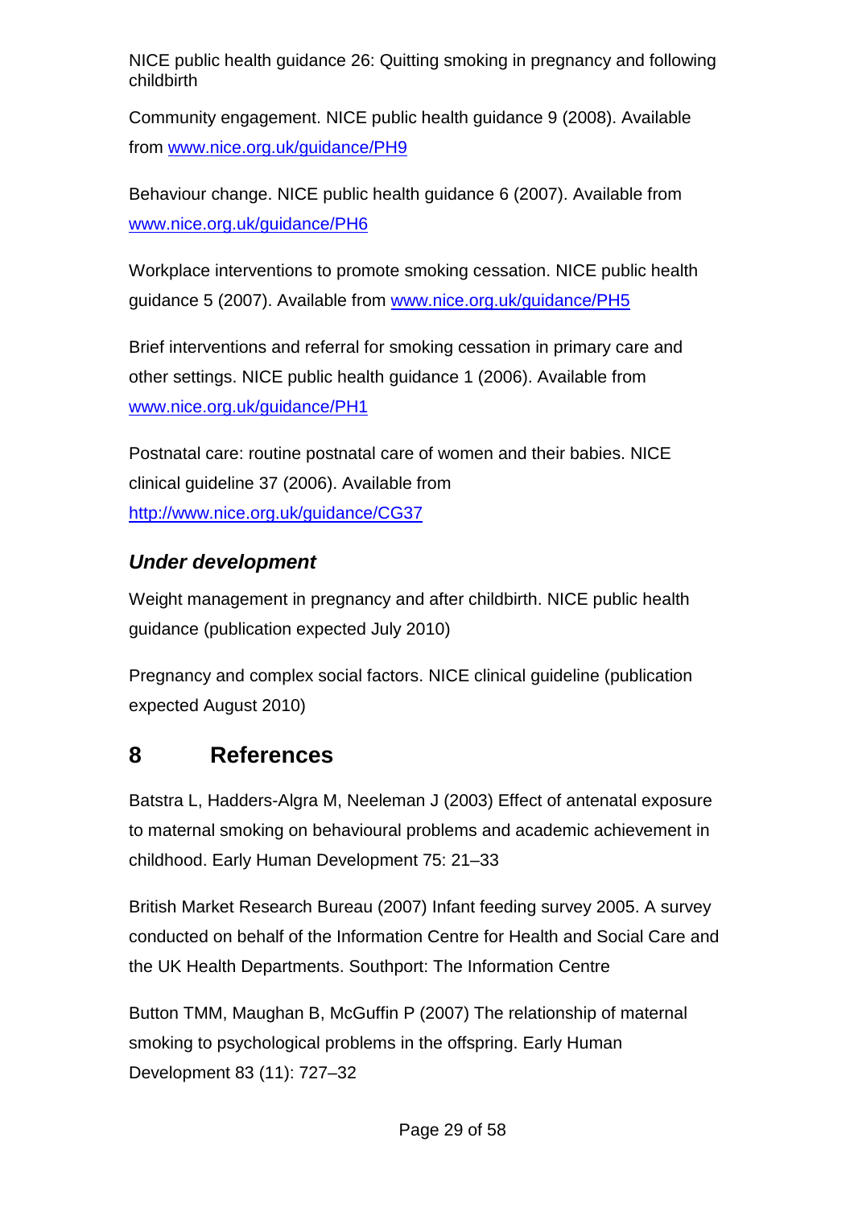NICE public health guidance 26: Quitting smoking in pregnancy and following childbirth

Community engagement. NICE public health guidance 9 (2008). Available from www.nice.org.uk/guidance/PH9

Behaviour change. NICE public health guidance 6 (2007). Available from www.nice.org.uk/guidance/PH6

Workplace interventions to promote smoking cessation. NICE public health guidance 5 (2007). Available from www.nice.org.uk/guidance/PH5

Brief interventions and referral for smoking cessation in primary care and other settings. NICE public health guidance 1 (2006). Available from www.nice.org.uk/guidance/PH1

Postnatal care: routine postnatal care of women and their babies. NICE clinical guideline 37 (2006). Available from http://www.nice.org.uk/guidance/CG37

### *Under development*

Weight management in pregnancy and after childbirth. NICE public health guidance (publication expected July 2010)

Pregnancy and complex social factors. NICE clinical guideline (publication expected August 2010)

## 8 References

Batstra L, Hadders-Algra M, Neeleman J (2003) Effect of antenatal exposure to maternal smoking on behavioural problems and academic achievement in childhood. Early Human Development 75: 21–33

British Market Research Bureau (2007) Infant feeding survey 2005. A survey conducted on behalf of the Information Centre for Health and Social Care and the UK Health Departments. Southport: The Information Centre

Button TMM, Maughan B, McGuffin P (2007) The relationship of maternal smoking to psychological problems in the offspring. Early Human Development 83 (11): 727–32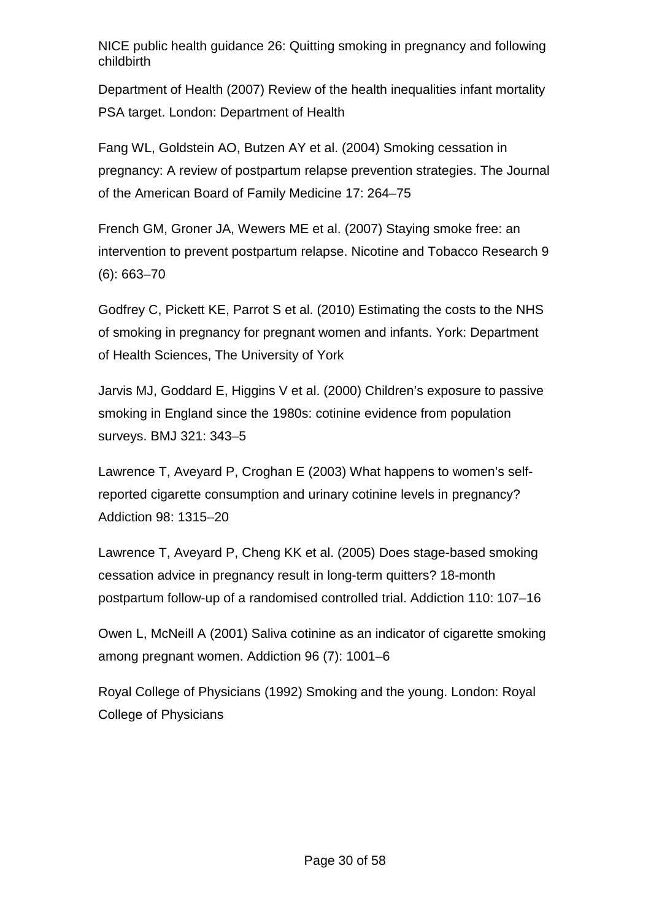Department of Health (2007) Review of the health inequalities infant mortality PSA target. London: Department of Health

Fang WL, Goldstein AO, Butzen AY et al. (2004) Smoking cessation in pregnancy: A review of postpartum relapse prevention strategies. The Journal of the American Board of Family Medicine 17: 264–75

French GM, Groner JA, Wewers ME et al. (2007) Staying smoke free: an intervention to prevent postpartum relapse. Nicotine and Tobacco Research 9 (6): 663–70

Godfrey C, Pickett KE, Parrot S et al. (2010) Estimating the costs to the NHS of smoking in pregnancy for pregnant women and infants. York: Department of Health Sciences, The University of York

Jarvis MJ, Goddard E, Higgins V et al. (2000) Children's exposure to passive smoking in England since the 1980s: cotinine evidence from population surveys. BMJ 321: 343–5

Lawrence T, Aveyard P, Croghan E (2003) What happens to women's self-reported cigarette consumption and urinary cotinine levels in pregnancy? Addiction 98: 1315–20

Lawrence T, Aveyard P, Cheng KK et al. (2005) Does stage-based smoking cessation advice in pregnancy result in long-term quitters? 18-month postpartum follow-up of a randomised controlled trial. Addiction 110: 107–16

Owen L, McNeill A (2001) Saliva cotinine as an indicator of cigarette smoking among pregnant women. Addiction 96 (7): 1001–6

Royal College of Physicians (1992) Smoking and the young. London: Royal College of Physicians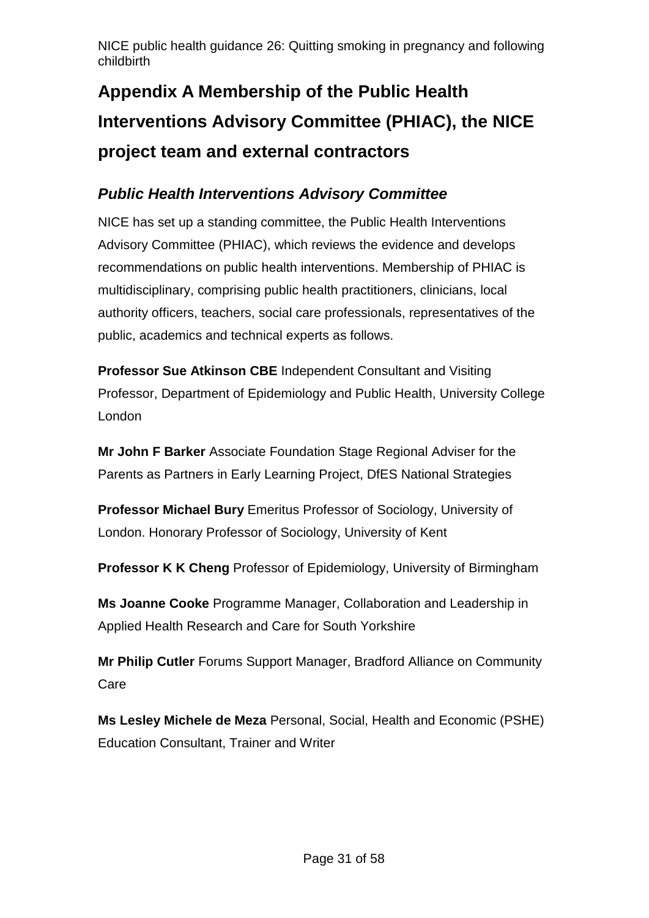# Appendix A Membership of the Public Health Interventions Advisory Committee (PHIAC), the NICE project team and external contractors

## *Public Health Interventions Advisory Committee*

NICE has set up a standing committee, the Public Health Interventions Advisory Committee (PHIAC), which reviews the evidence and develops recommendations on public health interventions. Membership of PHIAC is multidisciplinary, comprising public health practitioners, clinicians, local authority officers, teachers, social care professionals, representatives of the public, academics and technical experts as follows.

**Professor Sue Atkinson CBE** Independent Consultant and Visiting Professor, Department of Epidemiology and Public Health, University College London

**Mr John F Barker** Associate Foundation Stage Regional Adviser for the Parents as Partners in Early Learning Project, DfES National Strategies

**Professor Michael Bury** Emeritus Professor of Sociology, University of London. Honorary Professor of Sociology, University of Kent

**Professor K K Cheng** Professor of Epidemiology, University of Birmingham

**Ms Joanne Cooke** Programme Manager, Collaboration and Leadership in Applied Health Research and Care for South Yorkshire

**Mr Philip Cutler** Forums Support Manager, Bradford Alliance on Community Care

**Ms Lesley Michele de Meza** Personal, Social, Health and Economic (PSHE) Education Consultant, Trainer and Writer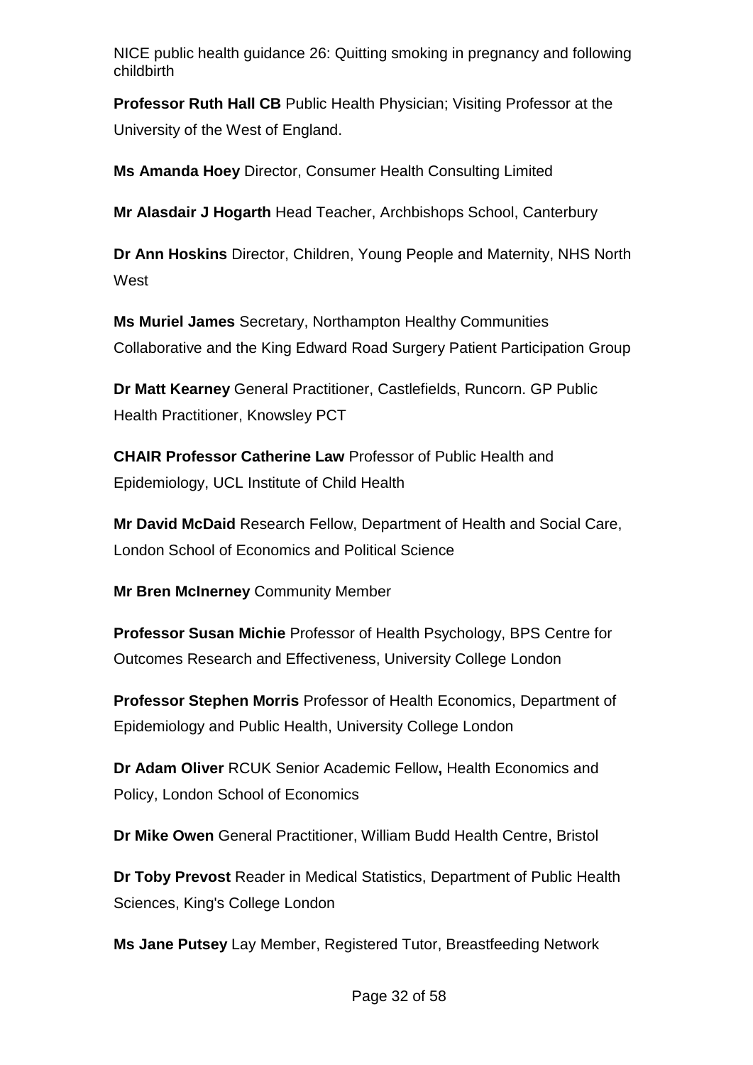**Professor Ruth Hall CB** Public Health Physician; Visiting Professor at the University of the West of England.

**Ms Amanda Hoey** Director, Consumer Health Consulting Limited

**Mr Alasdair J Hogarth** Head Teacher, Archbishops School, Canterbury

**Dr Ann Hoskins** Director, Children, Young People and Maternity, NHS North West

**Ms Muriel James** Secretary, Northampton Healthy Communities Collaborative and the King Edward Road Surgery Patient Participation Group

**Dr Matt Kearney** General Practitioner, Castlefields, Runcorn. GP Public Health Practitioner, Knowsley PCT

**CHAIR Professor Catherine Law** Professor of Public Health and Epidemiology, UCL Institute of Child Health

**Mr David McDaid** Research Fellow, Department of Health and Social Care, London School of Economics and Political Science

**Mr Bren McInerney** Community Member

**Professor Susan Michie** Professor of Health Psychology, BPS Centre for Outcomes Research and Effectiveness, University College London

**Professor Stephen Morris** Professor of Health Economics, Department of Epidemiology and Public Health, University College London

**Dr Adam Oliver** RCUK Senior Academic Fellow**,** Health Economics and Policy, London School of Economics

**Dr Mike Owen** General Practitioner, William Budd Health Centre, Bristol

**Dr Toby Prevost** Reader in Medical Statistics, Department of Public Health Sciences, King's College London

**Ms Jane Putsey** Lay Member, Registered Tutor, Breastfeeding Network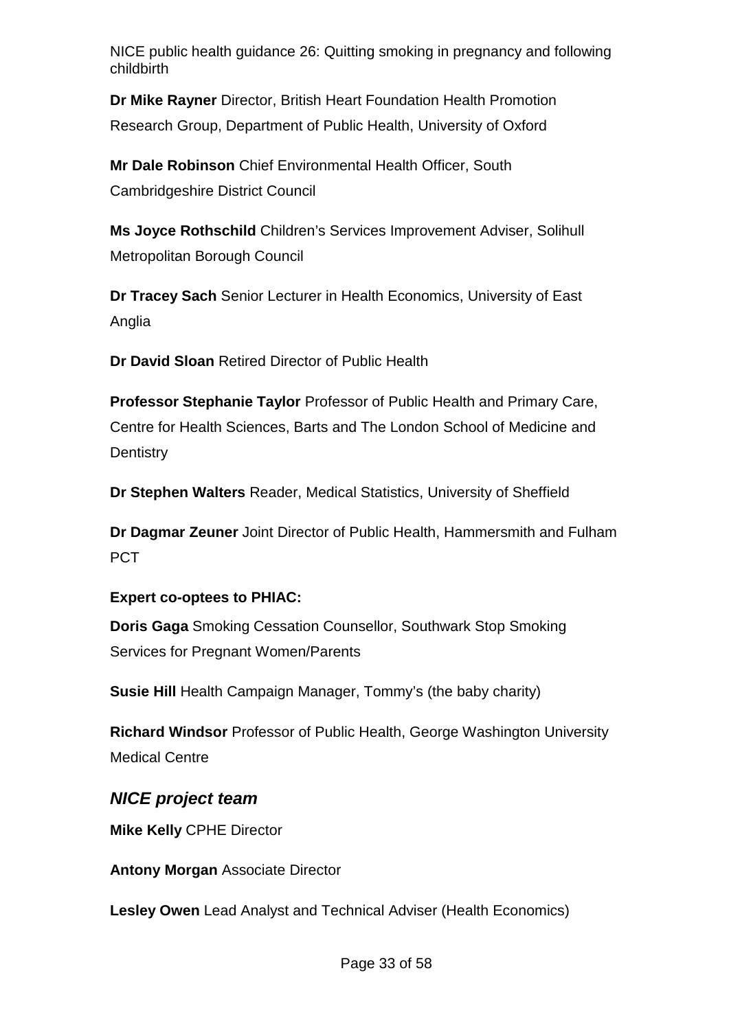**Dr Mike Rayner** Director, British Heart Foundation Health Promotion Research Group, Department of Public Health, University of Oxford

**Mr Dale Robinson** Chief Environmental Health Officer, South Cambridgeshire District Council

**Ms Joyce Rothschild** Children's Services Improvement Adviser, Solihull Metropolitan Borough Council

**Dr Tracey Sach** Senior Lecturer in Health Economics, University of East Anglia

**Dr David Sloan** Retired Director of Public Health

**Professor Stephanie Taylor** Professor of Public Health and Primary Care, Centre for Health Sciences, Barts and The London School of Medicine and Dentistry

**Dr Stephen Walters** Reader, Medical Statistics, University of Sheffield

**Dr Dagmar Zeuner** Joint Director of Public Health, Hammersmith and Fulham PCT

**Expert co-optees to PHIAC:**

**Doris Gaga** Smoking Cessation Counsellor, Southwark Stop Smoking Services for Pregnant Women/Parents

**Susie Hill** Health Campaign Manager, Tommy's (the baby charity)

**Richard Windsor** Professor of Public Health, George Washington University Medical Centre

### *NICE project team*

**Mike Kelly** CPHE Director

**Antony Morgan** Associate Director

**Lesley Owen** Lead Analyst and Technical Adviser (Health Economics)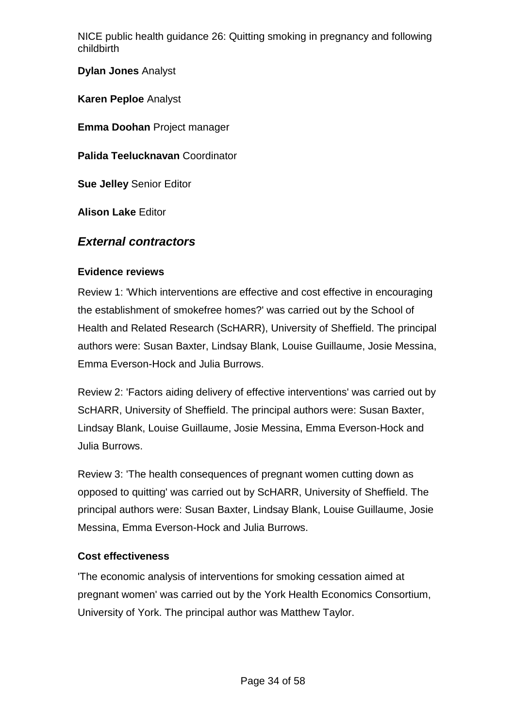**Dylan Jones** Analyst

**Karen Peploe** Analyst

**Emma Doohan** Project manager

**Palida Teelucknavan** Coordinator

**Sue Jelley** Senior Editor

**Alison Lake** Editor

## *External contractors*

### Evidence reviews

Review 1: 'Which interventions are effective and cost effective in encouraging the establishment of smokefree homes?' was carried out by the School of Health and Related Research (ScHARR), University of Sheffield. The principal authors were: Susan Baxter, Lindsay Blank, Louise Guillaume, Josie Messina, Emma Everson-Hock and Julia Burrows.

Review 2: 'Factors aiding delivery of effective interventions' was carried out by ScHARR, University of Sheffield. The principal authors were: Susan Baxter, Lindsay Blank, Louise Guillaume, Josie Messina, Emma Everson-Hock and Julia Burrows.

Review 3: 'The health consequences of pregnant women cutting down as opposed to quitting' was carried out by ScHARR, University of Sheffield. The principal authors were: Susan Baxter, Lindsay Blank, Louise Guillaume, Josie Messina, Emma Everson-Hock and Julia Burrows.

### Cost effectiveness

'The economic analysis of interventions for smoking cessation aimed at pregnant women' was carried out by the York Health Economics Consortium, University of York. The principal author was Matthew Taylor.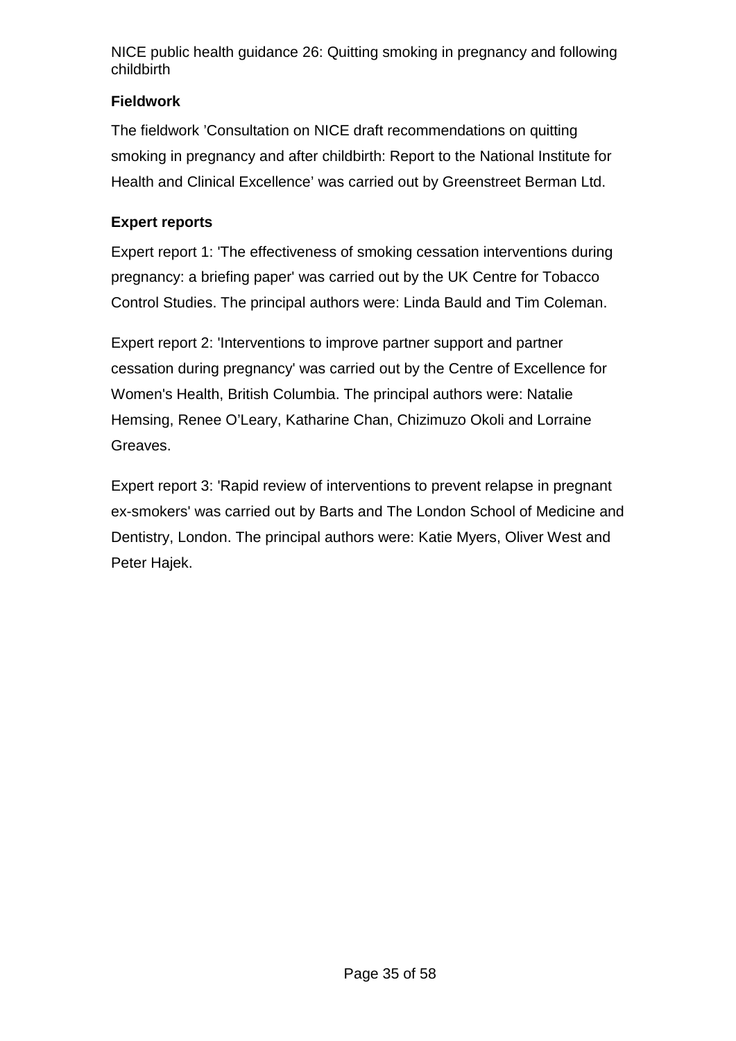### Fieldwork

The fieldwork ’Consultation on NICE draft recommendations on quitting smoking in pregnancy and after childbirth: Report to the National Institute for Health and Clinical Excellence’ was carried out by Greenstreet Berman Ltd.

### Expert reports

Expert report 1: 'The effectiveness of smoking cessation interventions during pregnancy: a briefing paper' was carried out by the UK Centre for Tobacco Control Studies. The principal authors were: Linda Bauld and Tim Coleman.

Expert report 2: 'Interventions to improve partner support and partner cessation during pregnancy' was carried out by the Centre of Excellence for Women's Health, British Columbia. The principal authors were: Natalie Hemsing, Renee O’Leary, Katharine Chan, Chizimuzo Okoli and Lorraine Greaves.

Expert report 3: 'Rapid review of interventions to prevent relapse in pregnant ex-smokers' was carried out by Barts and The London School of Medicine and Dentistry, London. The principal authors were: Katie Myers, Oliver West and Peter Hajek.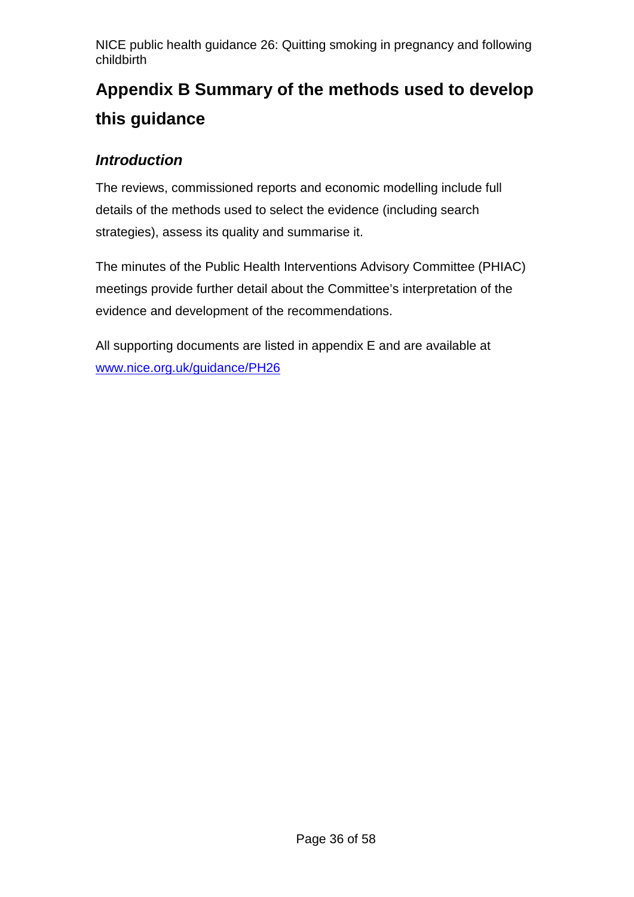# Appendix B Summary of the methods used to develop this guidance

## *Introduction*

The reviews, commissioned reports and economic modelling include full details of the methods used to select the evidence (including search strategies), assess its quality and summarise it.

The minutes of the Public Health Interventions Advisory Committee (PHIAC) meetings provide further detail about the Committee's interpretation of the evidence and development of the recommendations.

All supporting documents are listed in appendix E and are available at [www.nice.org.uk/guidance/PH26](http://www.nice.org.uk/guidance/PH26)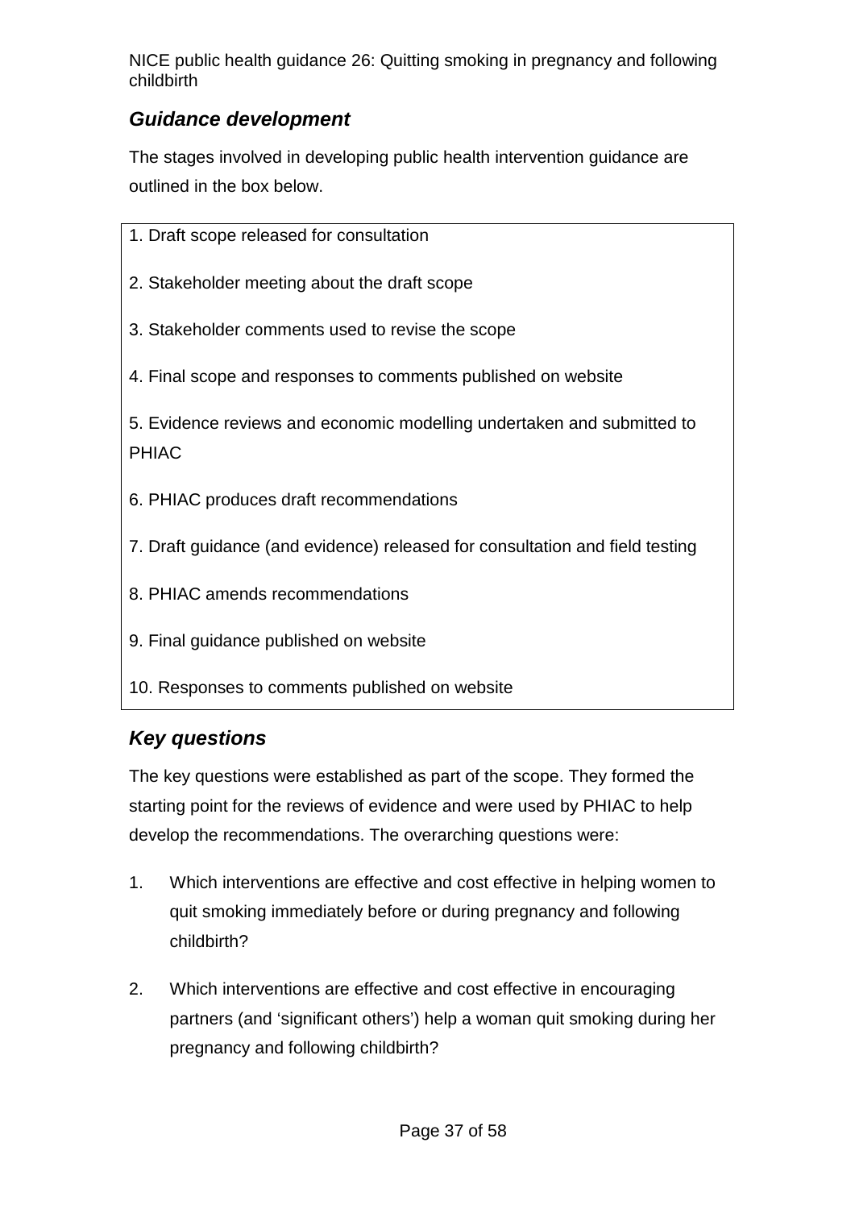## *Guidance development*

The stages involved in developing public health intervention guidance are outlined in the box below.

1. Draft scope released for consultation

2. Stakeholder meeting about the draft scope

3. Stakeholder comments used to revise the scope

4. Final scope and responses to comments published on website

5. Evidence reviews and economic modelling undertaken and submitted to PHIAC

6. PHIAC produces draft recommendations

7. Draft guidance (and evidence) released for consultation and field testing

8. PHIAC amends recommendations

9. Final guidance published on website

10. Responses to comments published on website

## *Key questions*

The key questions were established as part of the scope. They formed the starting point for the reviews of evidence and were used by PHIAC to help develop the recommendations. The overarching questions were:

1. Which interventions are effective and cost effective in helping women to quit smoking immediately before or during pregnancy and following childbirth?

2. Which interventions are effective and cost effective in encouraging partners (and 'significant others') help a woman quit smoking during her pregnancy and following childbirth?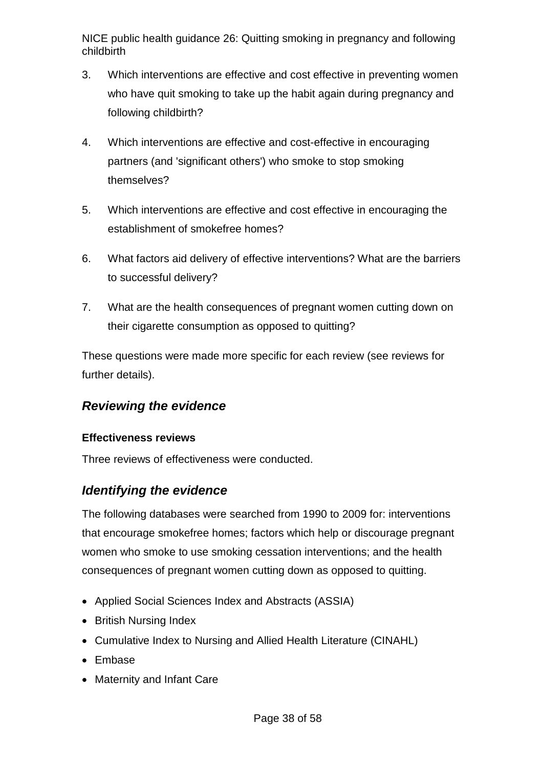3. Which interventions are effective and cost effective in preventing women who have quit smoking to take up the habit again during pregnancy and following childbirth?
4. Which interventions are effective and cost-effective in encouraging partners (and 'significant others') who smoke to stop smoking themselves?
5. Which interventions are effective and cost effective in encouraging the establishment of smokefree homes?
6. What factors aid delivery of effective interventions? What are the barriers to successful delivery?
7. What are the health consequences of pregnant women cutting down on their cigarette consumption as opposed to quitting?

These questions were made more specific for each review (see reviews for further details).

## *Reviewing the evidence*

**Effectiveness reviews**

Three reviews of effectiveness were conducted.

## *Identifying the evidence*

The following databases were searched from 1990 to 2009 for: interventions that encourage smokefree homes; factors which help or discourage pregnant women who smoke to use smoking cessation interventions; and the health consequences of pregnant women cutting down as opposed to quitting.

- Applied Social Sciences Index and Abstracts (ASSIA)
- British Nursing Index
- Cumulative Index to Nursing and Allied Health Literature (CINAHL)
- Embase
- Maternity and Infant Care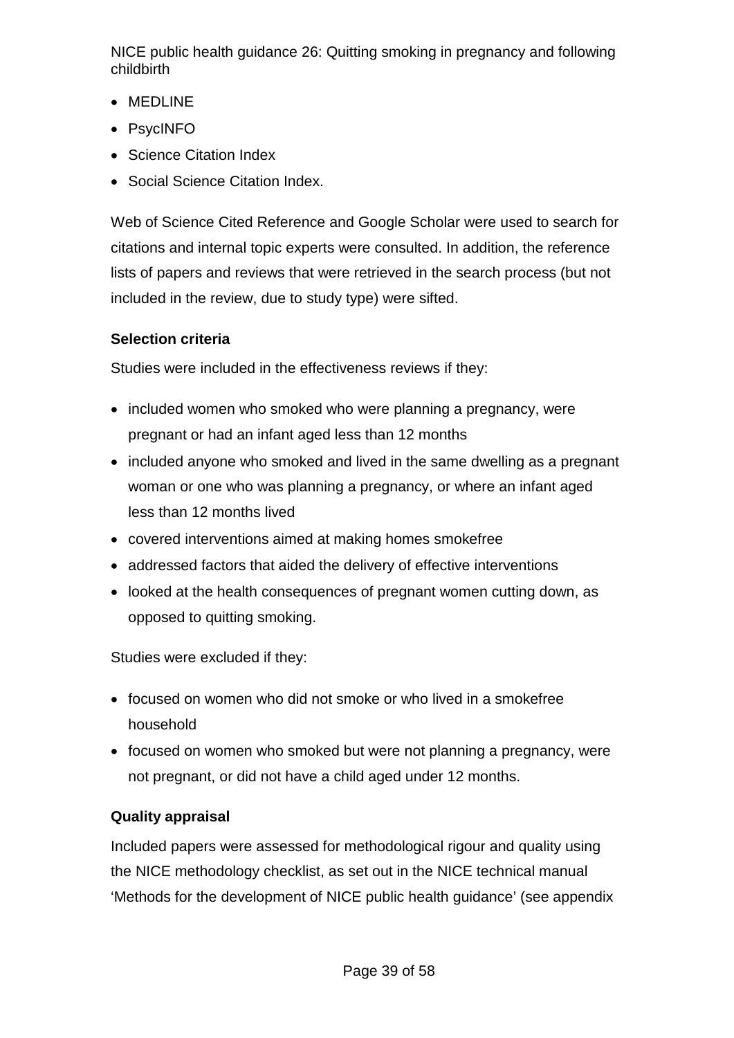- MEDLINE
- PsycINFO
- Science Citation Index
- Social Science Citation Index.

Web of Science Cited Reference and Google Scholar were used to search for citations and internal topic experts were consulted. In addition, the reference lists of papers and reviews that were retrieved in the search process (but not included in the review, due to study type) were sifted.

**Selection criteria**

Studies were included in the effectiveness reviews if they:

- included women who smoked who were planning a pregnancy, were pregnant or had an infant aged less than 12 months
- included anyone who smoked and lived in the same dwelling as a pregnant woman or one who was planning a pregnancy, or where an infant aged less than 12 months lived
- covered interventions aimed at making homes smokefree
- addressed factors that aided the delivery of effective interventions
- looked at the health consequences of pregnant women cutting down, as opposed to quitting smoking.

Studies were excluded if they:

- focused on women who did not smoke or who lived in a smokefree household
- focused on women who smoked but were not planning a pregnancy, were not pregnant, or did not have a child aged under 12 months.

**Quality appraisal**

Included papers were assessed for methodological rigour and quality using the NICE methodology checklist, as set out in the NICE technical manual 'Methods for the development of NICE public health guidance' (see appendix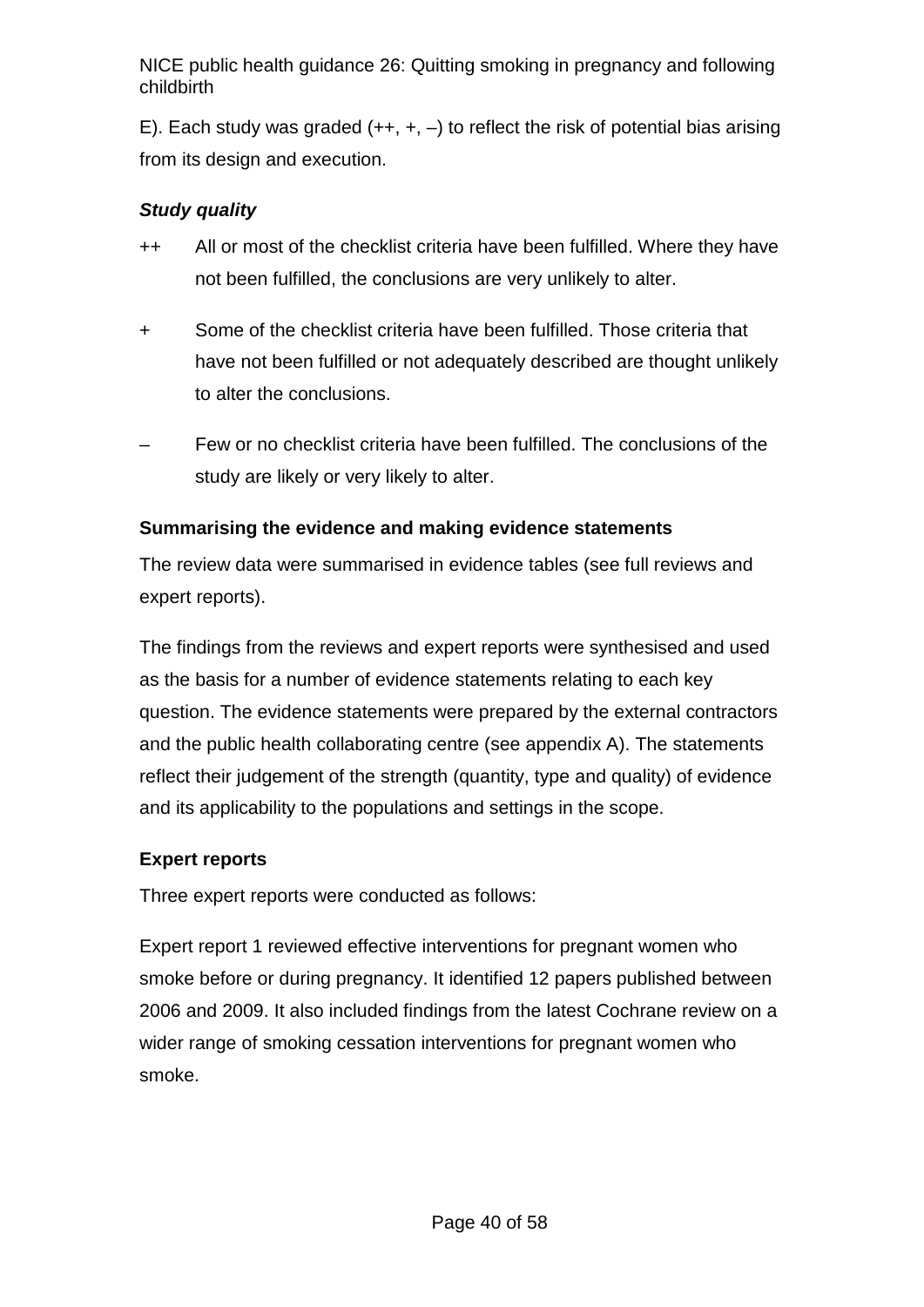E). Each study was graded (++, +, –) to reflect the risk of potential bias arising from its design and execution.

***Study quality***

++ All or most of the checklist criteria have been fulfilled. Where they have not been fulfilled, the conclusions are very unlikely to alter.

+ Some of the checklist criteria have been fulfilled. Those criteria that have not been fulfilled or not adequately described are thought unlikely to alter the conclusions.

– Few or no checklist criteria have been fulfilled. The conclusions of the study are likely or very likely to alter.

**Summarising the evidence and making evidence statements**

The review data were summarised in evidence tables (see full reviews and expert reports).

The findings from the reviews and expert reports were synthesised and used as the basis for a number of evidence statements relating to each key question. The evidence statements were prepared by the external contractors and the public health collaborating centre (see appendix A). The statements reflect their judgement of the strength (quantity, type and quality) of evidence and its applicability to the populations and settings in the scope.

**Expert reports**

Three expert reports were conducted as follows:

Expert report 1 reviewed effective interventions for pregnant women who smoke before or during pregnancy. It identified 12 papers published between 2006 and 2009. It also included findings from the latest Cochrane review on a wider range of smoking cessation interventions for pregnant women who smoke.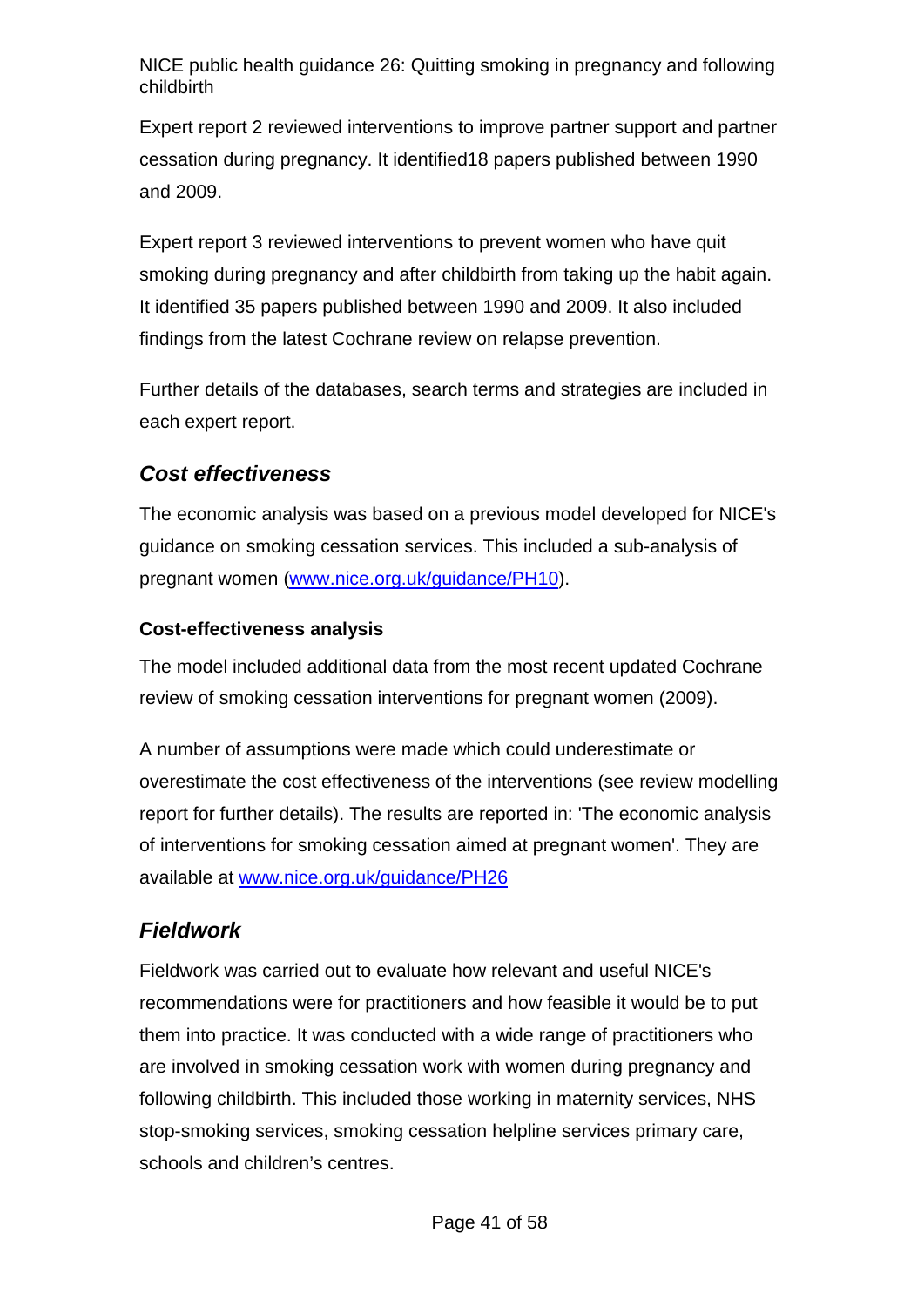Expert report 2 reviewed interventions to improve partner support and partner cessation during pregnancy. It identified18 papers published between 1990 and 2009.

Expert report 3 reviewed interventions to prevent women who have quit smoking during pregnancy and after childbirth from taking up the habit again. It identified 35 papers published between 1990 and 2009. It also included findings from the latest Cochrane review on relapse prevention.

Further details of the databases, search terms and strategies are included in each expert report.

## *Cost effectiveness*

The economic analysis was based on a previous model developed for NICE's guidance on smoking cessation services. This included a sub-analysis of pregnant women (www.nice.org.uk/guidance/PH10).

### Cost-effectiveness analysis

The model included additional data from the most recent updated Cochrane review of smoking cessation interventions for pregnant women (2009).

A number of assumptions were made which could underestimate or overestimate the cost effectiveness of the interventions (see review modelling report for further details). The results are reported in: 'The economic analysis of interventions for smoking cessation aimed at pregnant women'. They are available at www.nice.org.uk/guidance/PH26

## *Fieldwork*

Fieldwork was carried out to evaluate how relevant and useful NICE's recommendations were for practitioners and how feasible it would be to put them into practice. It was conducted with a wide range of practitioners who are involved in smoking cessation work with women during pregnancy and following childbirth. This included those working in maternity services, NHS stop-smoking services, smoking cessation helpline services primary care, schools and children's centres.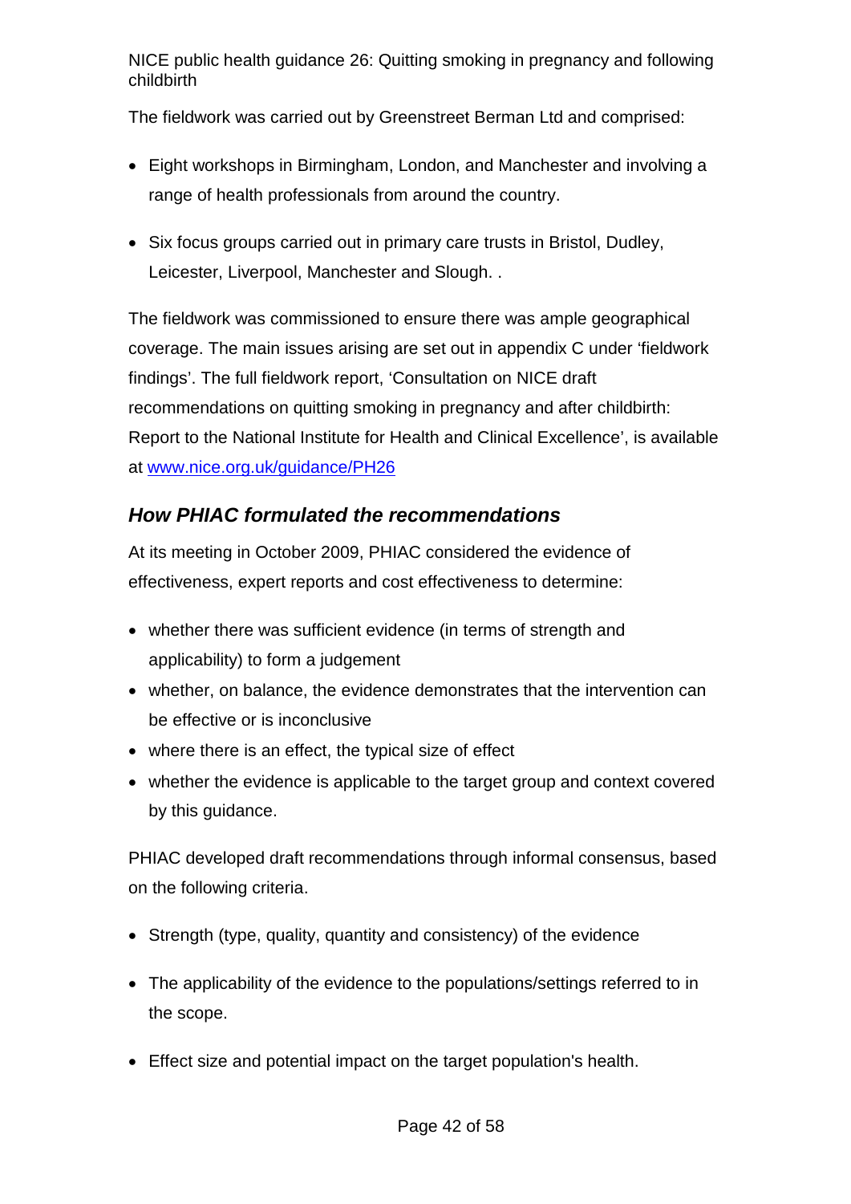The fieldwork was carried out by Greenstreet Berman Ltd and comprised:

- Eight workshops in Birmingham, London, and Manchester and involving a range of health professionals from around the country.
- Six focus groups carried out in primary care trusts in Bristol, Dudley, Leicester, Liverpool, Manchester and Slough. .

The fieldwork was commissioned to ensure there was ample geographical coverage. The main issues arising are set out in appendix C under 'fieldwork findings'. The full fieldwork report, 'Consultation on NICE draft recommendations on quitting smoking in pregnancy and after childbirth: Report to the National Institute for Health and Clinical Excellence', is available at [www.nice.org.uk/guidance/PH26](www.nice.org.uk/guidance/PH26)

### *How PHIAC formulated the recommendations*

At its meeting in October 2009, PHIAC considered the evidence of effectiveness, expert reports and cost effectiveness to determine:

- whether there was sufficient evidence (in terms of strength and applicability) to form a judgement
- whether, on balance, the evidence demonstrates that the intervention can be effective or is inconclusive
- where there is an effect, the typical size of effect
- whether the evidence is applicable to the target group and context covered by this guidance.

PHIAC developed draft recommendations through informal consensus, based on the following criteria.

- Strength (type, quality, quantity and consistency) of the evidence
- The applicability of the evidence to the populations/settings referred to in the scope.
- Effect size and potential impact on the target population's health.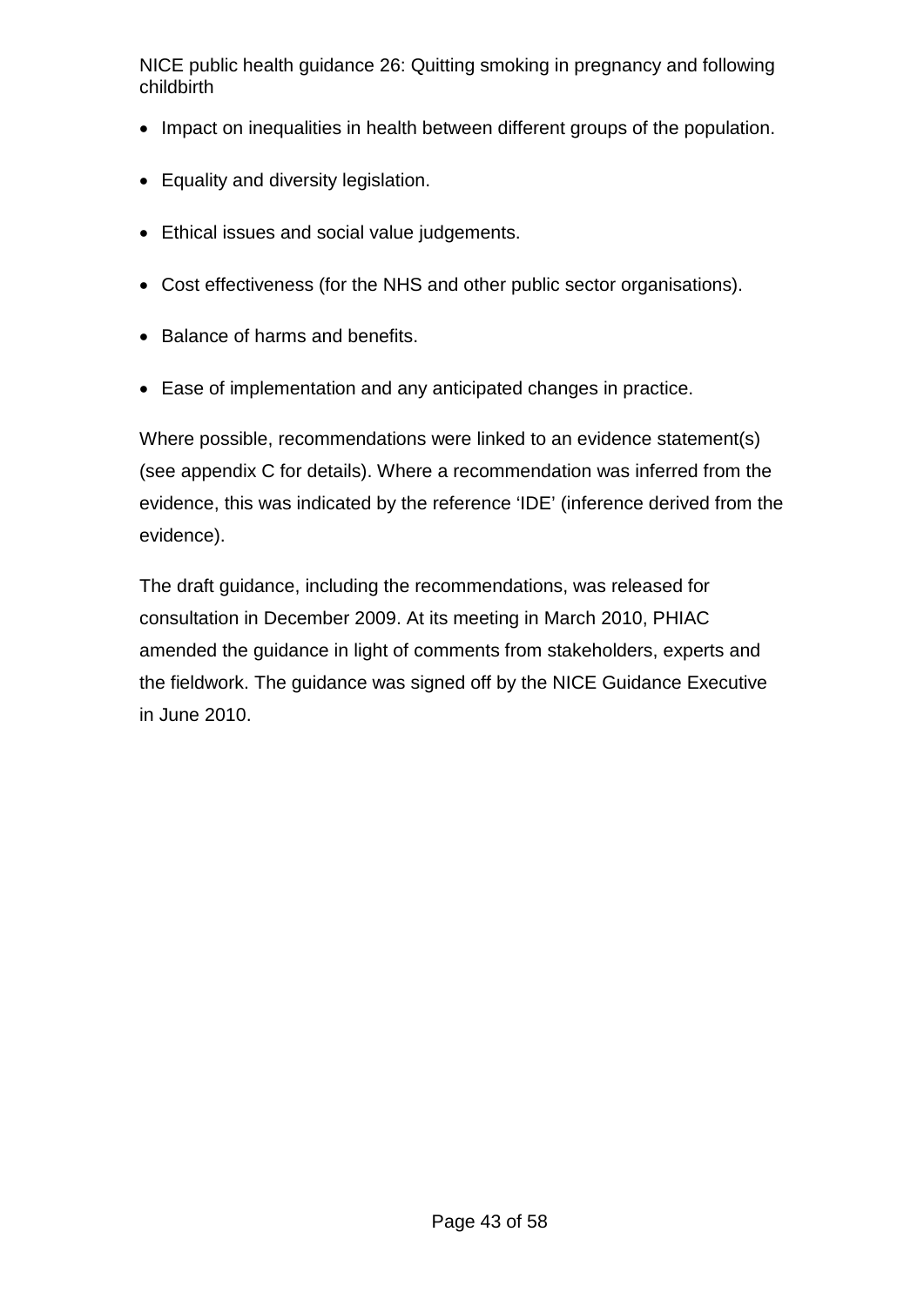- Impact on inequalities in health between different groups of the population.
- Equality and diversity legislation.
- Ethical issues and social value judgements.
- Cost effectiveness (for the NHS and other public sector organisations).
- Balance of harms and benefits.
- Ease of implementation and any anticipated changes in practice.

Where possible, recommendations were linked to an evidence statement(s) (see appendix C for details). Where a recommendation was inferred from the evidence, this was indicated by the reference 'IDE' (inference derived from the evidence).

The draft guidance, including the recommendations, was released for consultation in December 2009. At its meeting in March 2010, PHIAC amended the guidance in light of comments from stakeholders, experts and the fieldwork. The guidance was signed off by the NICE Guidance Executive in June 2010.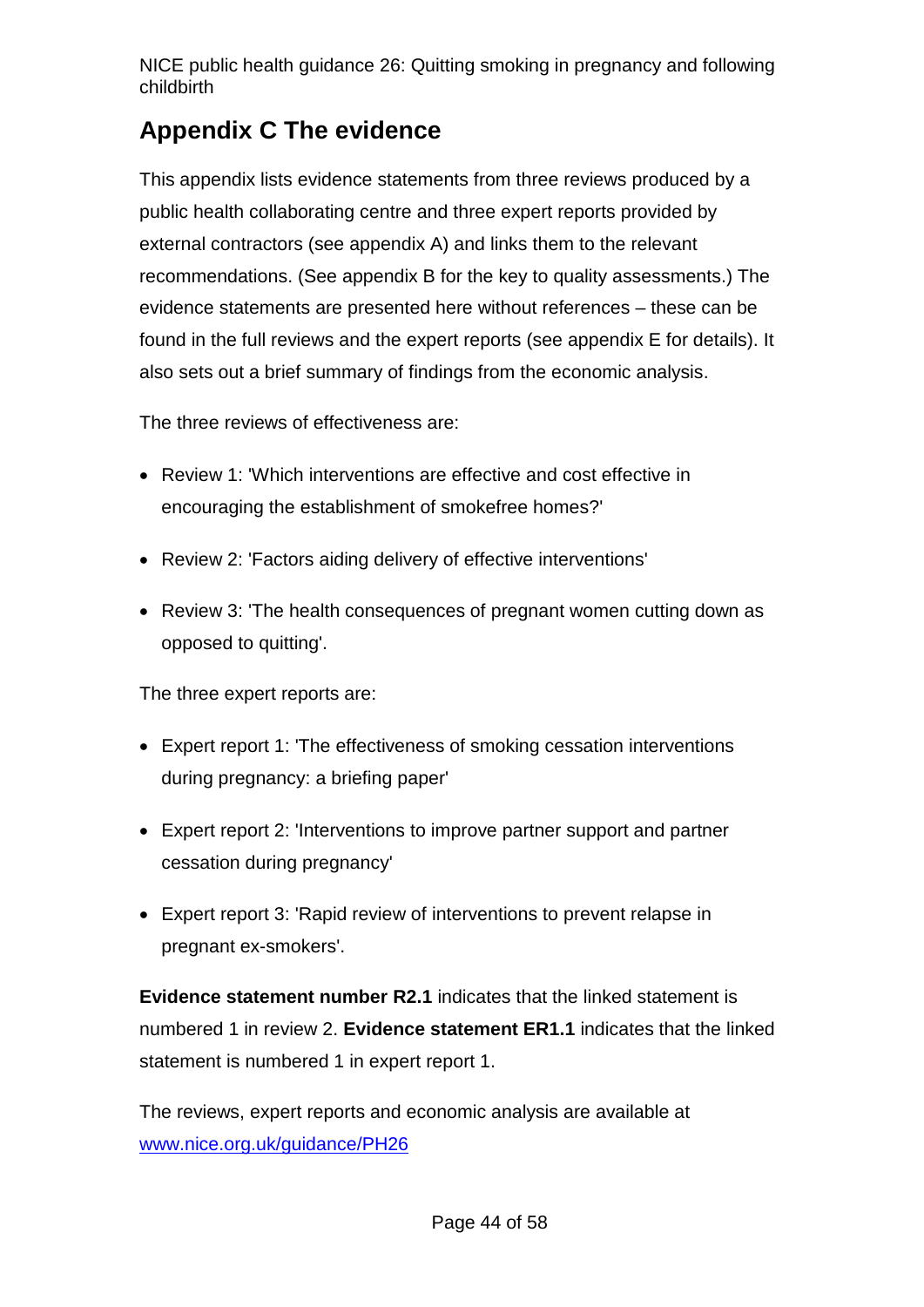# Appendix C The evidence

This appendix lists evidence statements from three reviews produced by a public health collaborating centre and three expert reports provided by external contractors (see appendix A) and links them to the relevant recommendations. (See appendix B for the key to quality assessments.) The evidence statements are presented here without references – these can be found in the full reviews and the expert reports (see appendix E for details). It also sets out a brief summary of findings from the economic analysis.

The three reviews of effectiveness are:

- Review 1: 'Which interventions are effective and cost effective in encouraging the establishment of smokefree homes?'
- Review 2: 'Factors aiding delivery of effective interventions'
- Review 3: 'The health consequences of pregnant women cutting down as opposed to quitting'.

The three expert reports are:

- Expert report 1: 'The effectiveness of smoking cessation interventions during pregnancy: a briefing paper'
- Expert report 2: 'Interventions to improve partner support and partner cessation during pregnancy'
- Expert report 3: 'Rapid review of interventions to prevent relapse in pregnant ex-smokers'.

**Evidence statement number R2.1** indicates that the linked statement is numbered 1 in review 2. **Evidence statement ER1.1** indicates that the linked statement is numbered 1 in expert report 1.

The reviews, expert reports and economic analysis are available at www.nice.org.uk/guidance/PH26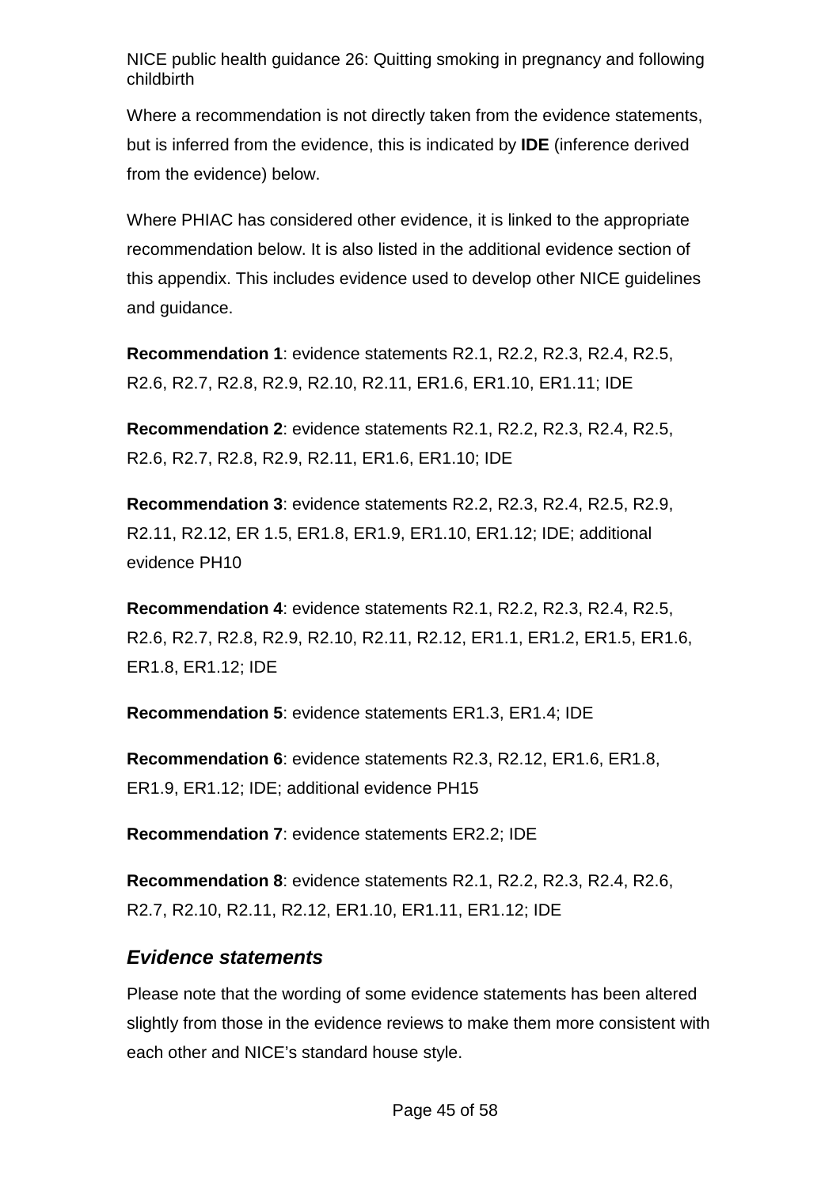Where a recommendation is not directly taken from the evidence statements, but is inferred from the evidence, this is indicated by **IDE** (inference derived from the evidence) below.

Where PHIAC has considered other evidence, it is linked to the appropriate recommendation below. It is also listed in the additional evidence section of this appendix. This includes evidence used to develop other NICE guidelines and guidance.

**Recommendation 1**: evidence statements R2.1, R2.2, R2.3, R2.4, R2.5, R2.6, R2.7, R2.8, R2.9, R2.10, R2.11, ER1.6, ER1.10, ER1.11; IDE

**Recommendation 2**: evidence statements R2.1, R2.2, R2.3, R2.4, R2.5, R2.6, R2.7, R2.8, R2.9, R2.11, ER1.6, ER1.10; IDE

**Recommendation 3**: evidence statements R2.2, R2.3, R2.4, R2.5, R2.9, R2.11, R2.12, ER 1.5, ER1.8, ER1.9, ER1.10, ER1.12; IDE; additional evidence PH10

**Recommendation 4**: evidence statements R2.1, R2.2, R2.3, R2.4, R2.5, R2.6, R2.7, R2.8, R2.9, R2.10, R2.11, R2.12, ER1.1, ER1.2, ER1.5, ER1.6, ER1.8, ER1.12; IDE

**Recommendation 5**: evidence statements ER1.3, ER1.4; IDE

**Recommendation 6**: evidence statements R2.3, R2.12, ER1.6, ER1.8, ER1.9, ER1.12; IDE; additional evidence PH15

**Recommendation 7**: evidence statements ER2.2; IDE

**Recommendation 8**: evidence statements R2.1, R2.2, R2.3, R2.4, R2.6, R2.7, R2.10, R2.11, R2.12, ER1.10, ER1.11, ER1.12; IDE

### *Evidence statements*

Please note that the wording of some evidence statements has been altered slightly from those in the evidence reviews to make them more consistent with each other and NICE's standard house style.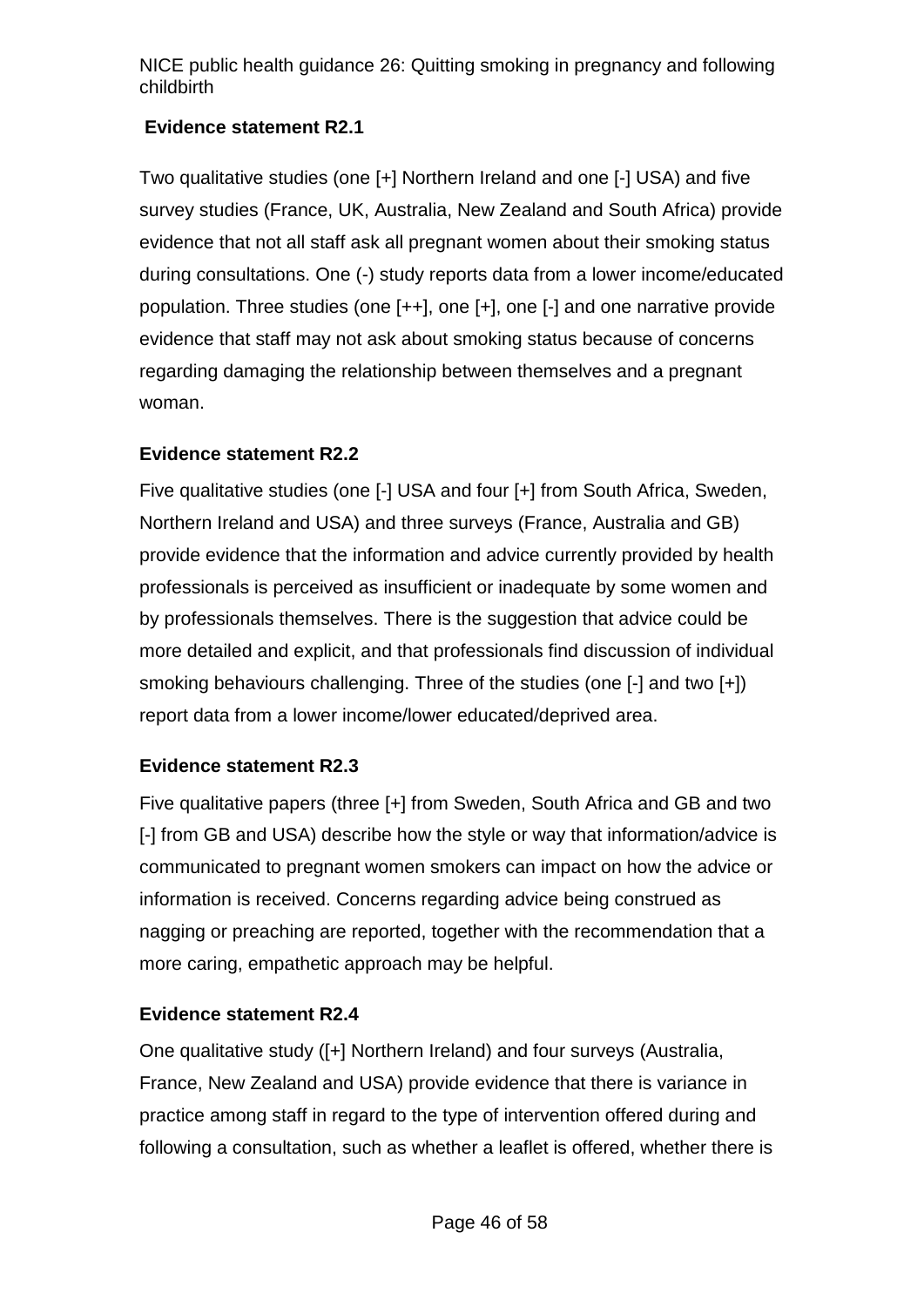### Evidence statement R2.1

Two qualitative studies (one [+] Northern Ireland and one [-] USA) and five survey studies (France, UK, Australia, New Zealand and South Africa) provide evidence that not all staff ask all pregnant women about their smoking status during consultations. One (-) study reports data from a lower income/educated population. Three studies (one [++], one [+], one [-] and one narrative provide evidence that staff may not ask about smoking status because of concerns regarding damaging the relationship between themselves and a pregnant woman.

### Evidence statement R2.2

Five qualitative studies (one [-] USA and four [+] from South Africa, Sweden, Northern Ireland and USA) and three surveys (France, Australia and GB) provide evidence that the information and advice currently provided by health professionals is perceived as insufficient or inadequate by some women and by professionals themselves. There is the suggestion that advice could be more detailed and explicit, and that professionals find discussion of individual smoking behaviours challenging. Three of the studies (one [-] and two [+]) report data from a lower income/lower educated/deprived area.

### Evidence statement R2.3

Five qualitative papers (three [+] from Sweden, South Africa and GB and two [-] from GB and USA) describe how the style or way that information/advice is communicated to pregnant women smokers can impact on how the advice or information is received. Concerns regarding advice being construed as nagging or preaching are reported, together with the recommendation that a more caring, empathetic approach may be helpful.

### Evidence statement R2.4

One qualitative study ([+] Northern Ireland) and four surveys (Australia, France, New Zealand and USA) provide evidence that there is variance in practice among staff in regard to the type of intervention offered during and following a consultation, such as whether a leaflet is offered, whether there is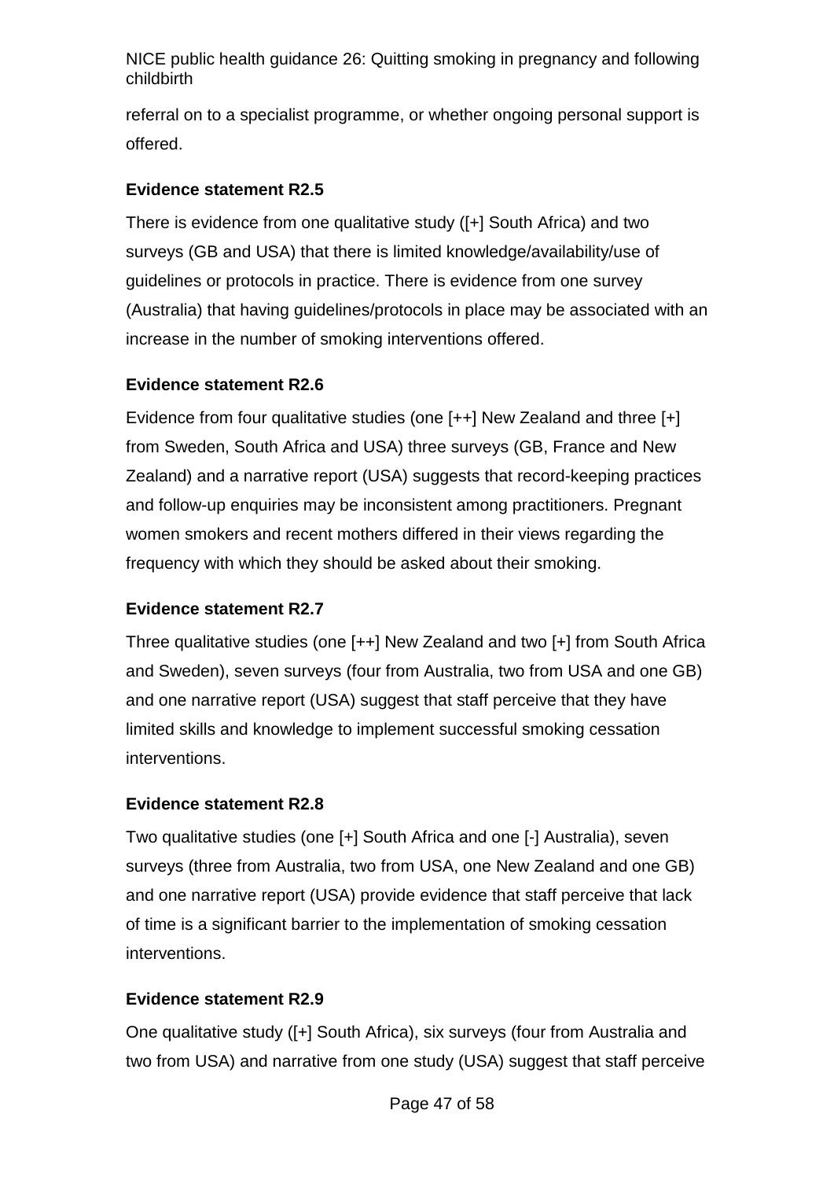referral on to a specialist programme, or whether ongoing personal support is offered.

**Evidence statement R2.5**

There is evidence from one qualitative study ([+] South Africa) and two surveys (GB and USA) that there is limited knowledge/availability/use of guidelines or protocols in practice. There is evidence from one survey (Australia) that having guidelines/protocols in place may be associated with an increase in the number of smoking interventions offered.

**Evidence statement R2.6**

Evidence from four qualitative studies (one [++] New Zealand and three [+] from Sweden, South Africa and USA) three surveys (GB, France and New Zealand) and a narrative report (USA) suggests that record-keeping practices and follow-up enquiries may be inconsistent among practitioners. Pregnant women smokers and recent mothers differed in their views regarding the frequency with which they should be asked about their smoking.

**Evidence statement R2.7**

Three qualitative studies (one [++] New Zealand and two [+] from South Africa and Sweden), seven surveys (four from Australia, two from USA and one GB) and one narrative report (USA) suggest that staff perceive that they have limited skills and knowledge to implement successful smoking cessation interventions.

**Evidence statement R2.8**

Two qualitative studies (one [+] South Africa and one [-] Australia), seven surveys (three from Australia, two from USA, one New Zealand and one GB) and one narrative report (USA) provide evidence that staff perceive that lack of time is a significant barrier to the implementation of smoking cessation interventions.

**Evidence statement R2.9**

One qualitative study ([+] South Africa), six surveys (four from Australia and two from USA) and narrative from one study (USA) suggest that staff perceive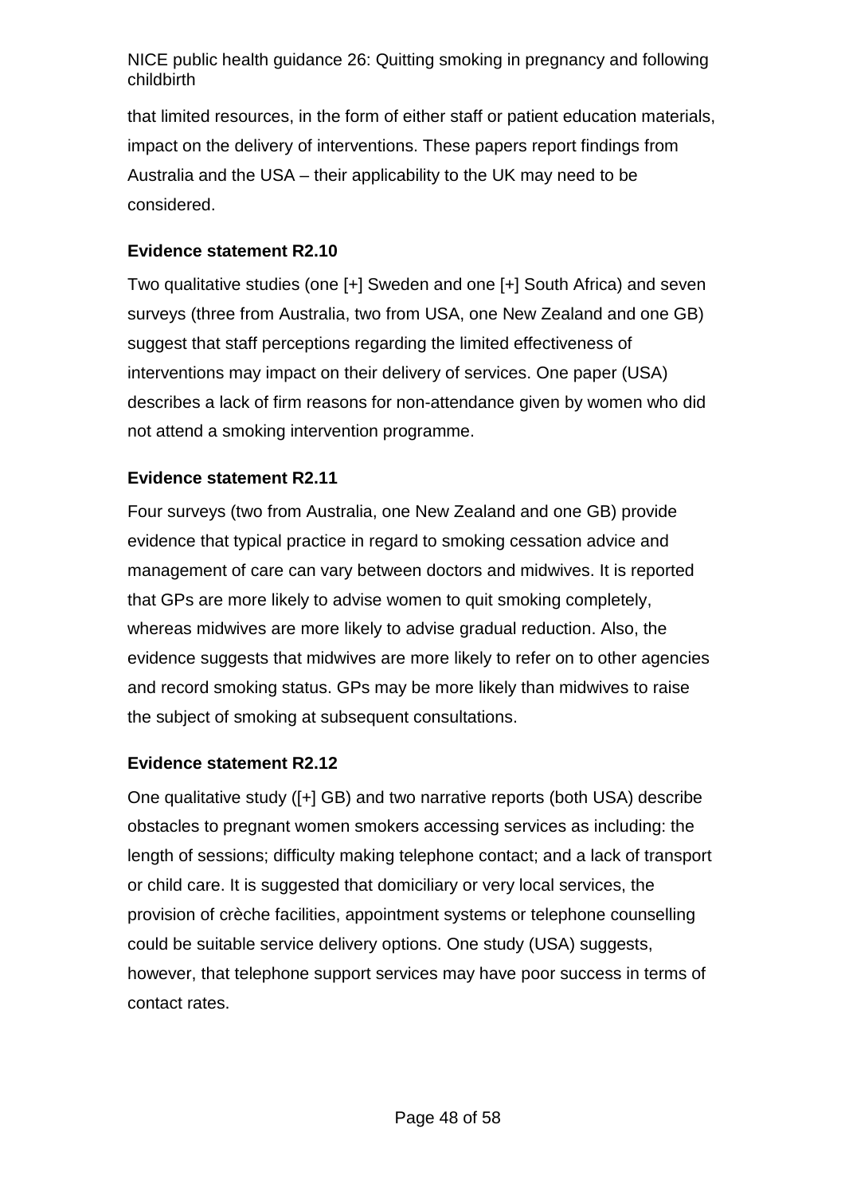that limited resources, in the form of either staff or patient education materials, impact on the delivery of interventions. These papers report findings from Australia and the USA – their applicability to the UK may need to be considered.

**Evidence statement R2.10**

Two qualitative studies (one [+] Sweden and one [+] South Africa) and seven surveys (three from Australia, two from USA, one New Zealand and one GB) suggest that staff perceptions regarding the limited effectiveness of interventions may impact on their delivery of services. One paper (USA) describes a lack of firm reasons for non-attendance given by women who did not attend a smoking intervention programme.

**Evidence statement R2.11**

Four surveys (two from Australia, one New Zealand and one GB) provide evidence that typical practice in regard to smoking cessation advice and management of care can vary between doctors and midwives. It is reported that GPs are more likely to advise women to quit smoking completely, whereas midwives are more likely to advise gradual reduction. Also, the evidence suggests that midwives are more likely to refer on to other agencies and record smoking status. GPs may be more likely than midwives to raise the subject of smoking at subsequent consultations.

**Evidence statement R2.12**

One qualitative study ([+] GB) and two narrative reports (both USA) describe obstacles to pregnant women smokers accessing services as including: the length of sessions; difficulty making telephone contact; and a lack of transport or child care. It is suggested that domiciliary or very local services, the provision of crèche facilities, appointment systems or telephone counselling could be suitable service delivery options. One study (USA) suggests, however, that telephone support services may have poor success in terms of contact rates.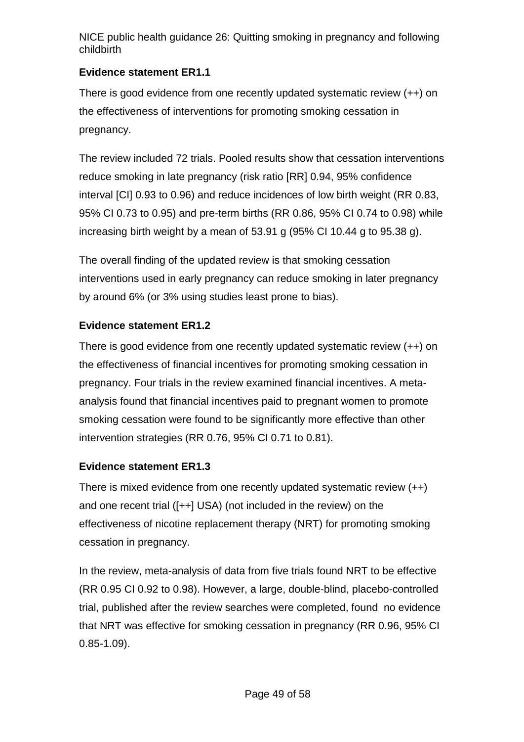### Evidence statement ER1.1

There is good evidence from one recently updated systematic review (++) on the effectiveness of interventions for promoting smoking cessation in pregnancy.

The review included 72 trials. Pooled results show that cessation interventions reduce smoking in late pregnancy (risk ratio [RR] 0.94, 95% confidence interval [CI] 0.93 to 0.96) and reduce incidences of low birth weight (RR 0.83, 95% CI 0.73 to 0.95) and pre-term births (RR 0.86, 95% CI 0.74 to 0.98) while increasing birth weight by a mean of 53.91 g (95% CI 10.44 g to 95.38 g).

The overall finding of the updated review is that smoking cessation interventions used in early pregnancy can reduce smoking in later pregnancy by around 6% (or 3% using studies least prone to bias).

### Evidence statement ER1.2

There is good evidence from one recently updated systematic review (++) on the effectiveness of financial incentives for promoting smoking cessation in pregnancy. Four trials in the review examined financial incentives. A meta-analysis found that financial incentives paid to pregnant women to promote smoking cessation were found to be significantly more effective than other intervention strategies (RR 0.76, 95% CI 0.71 to 0.81).

### Evidence statement ER1.3

There is mixed evidence from one recently updated systematic review (++) and one recent trial ([++] USA) (not included in the review) on the effectiveness of nicotine replacement therapy (NRT) for promoting smoking cessation in pregnancy.

In the review, meta-analysis of data from five trials found NRT to be effective (RR 0.95 CI 0.92 to 0.98). However, a large, double-blind, placebo-controlled trial, published after the review searches were completed, found no evidence that NRT was effective for smoking cessation in pregnancy (RR 0.96, 95% CI 0.85-1.09).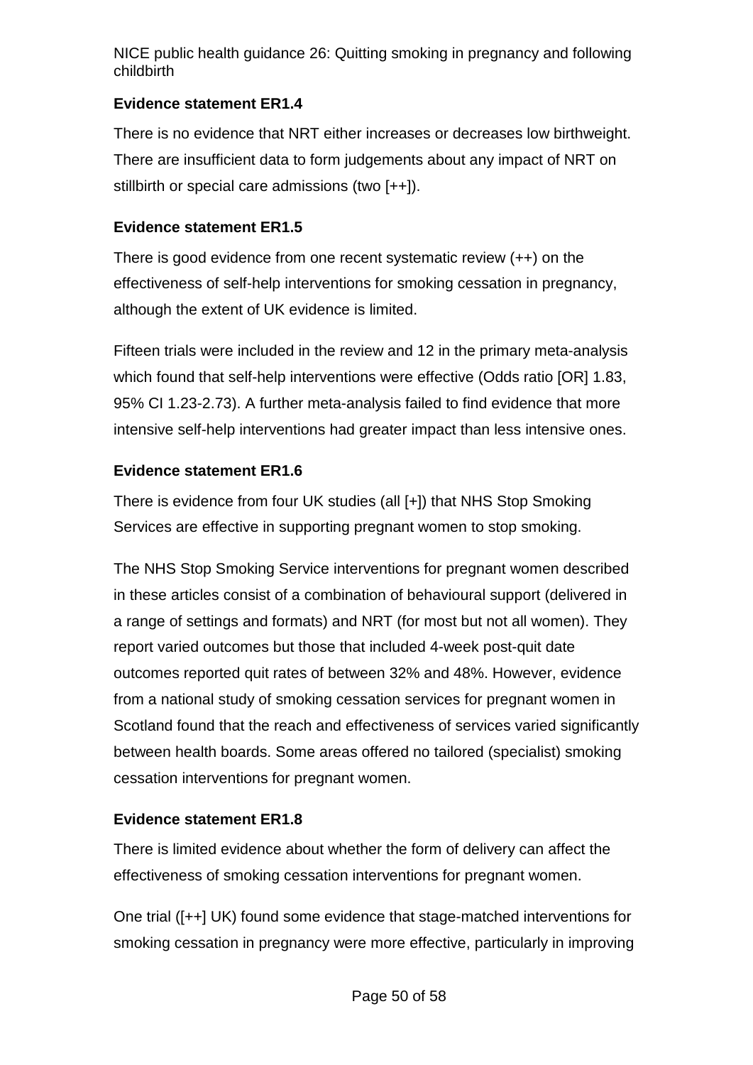**Evidence statement ER1.4**

There is no evidence that NRT either increases or decreases low birthweight. There are insufficient data to form judgements about any impact of NRT on stillbirth or special care admissions (two [++]).

**Evidence statement ER1.5**

There is good evidence from one recent systematic review (++) on the effectiveness of self-help interventions for smoking cessation in pregnancy, although the extent of UK evidence is limited.

Fifteen trials were included in the review and 12 in the primary meta-analysis which found that self-help interventions were effective (Odds ratio [OR] 1.83, 95% CI 1.23-2.73). A further meta-analysis failed to find evidence that more intensive self-help interventions had greater impact than less intensive ones.

**Evidence statement ER1.6**

There is evidence from four UK studies (all [+]) that NHS Stop Smoking Services are effective in supporting pregnant women to stop smoking.

The NHS Stop Smoking Service interventions for pregnant women described in these articles consist of a combination of behavioural support (delivered in a range of settings and formats) and NRT (for most but not all women). They report varied outcomes but those that included 4-week post-quit date outcomes reported quit rates of between 32% and 48%. However, evidence from a national study of smoking cessation services for pregnant women in Scotland found that the reach and effectiveness of services varied significantly between health boards. Some areas offered no tailored (specialist) smoking cessation interventions for pregnant women.

**Evidence statement ER1.8**

There is limited evidence about whether the form of delivery can affect the effectiveness of smoking cessation interventions for pregnant women.

One trial ([++] UK) found some evidence that stage-matched interventions for smoking cessation in pregnancy were more effective, particularly in improving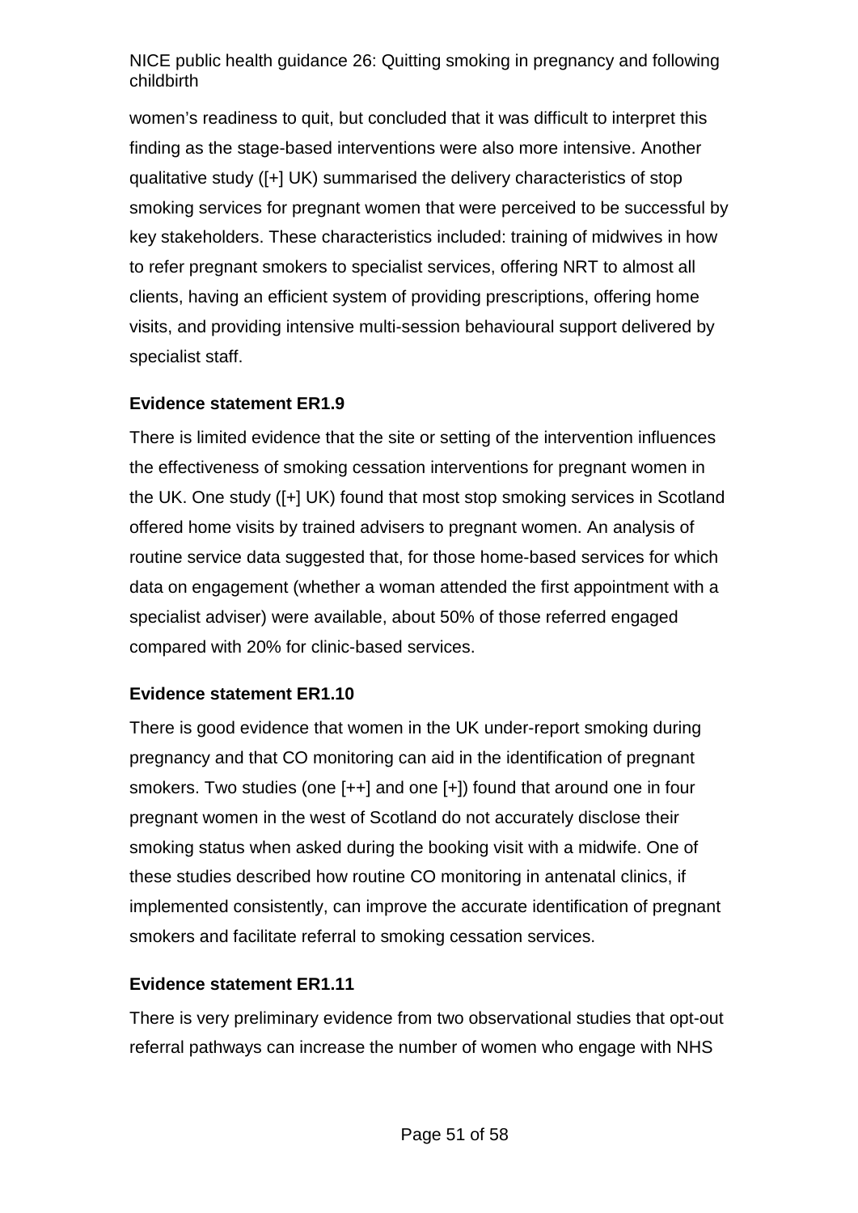women's readiness to quit, but concluded that it was difficult to interpret this finding as the stage-based interventions were also more intensive. Another qualitative study ([+] UK) summarised the delivery characteristics of stop smoking services for pregnant women that were perceived to be successful by key stakeholders. These characteristics included: training of midwives in how to refer pregnant smokers to specialist services, offering NRT to almost all clients, having an efficient system of providing prescriptions, offering home visits, and providing intensive multi-session behavioural support delivered by specialist staff.

**Evidence statement ER1.9**

There is limited evidence that the site or setting of the intervention influences the effectiveness of smoking cessation interventions for pregnant women in the UK. One study ([+] UK) found that most stop smoking services in Scotland offered home visits by trained advisers to pregnant women. An analysis of routine service data suggested that, for those home-based services for which data on engagement (whether a woman attended the first appointment with a specialist adviser) were available, about 50% of those referred engaged compared with 20% for clinic-based services.

**Evidence statement ER1.10**

There is good evidence that women in the UK under-report smoking during pregnancy and that CO monitoring can aid in the identification of pregnant smokers. Two studies (one [++] and one [+]) found that around one in four pregnant women in the west of Scotland do not accurately disclose their smoking status when asked during the booking visit with a midwife. One of these studies described how routine CO monitoring in antenatal clinics, if implemented consistently, can improve the accurate identification of pregnant smokers and facilitate referral to smoking cessation services.

**Evidence statement ER1.11**

There is very preliminary evidence from two observational studies that opt-out referral pathways can increase the number of women who engage with NHS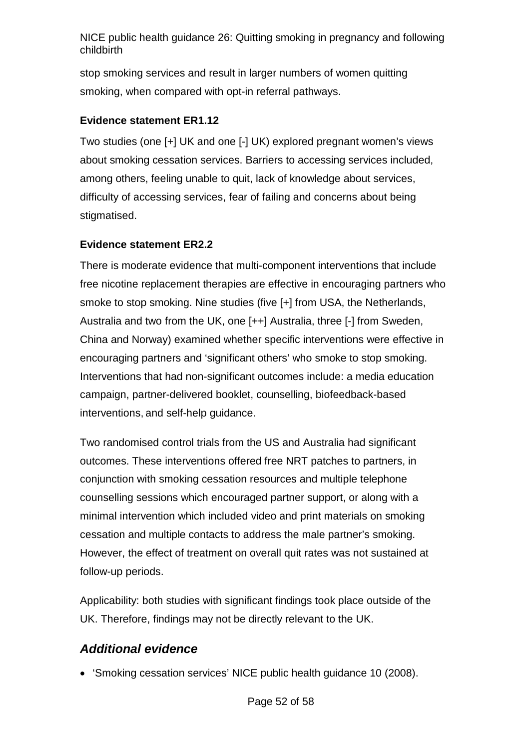stop smoking services and result in larger numbers of women quitting smoking, when compared with opt-in referral pathways.

**Evidence statement ER1.12**

Two studies (one [+] UK and one [-] UK) explored pregnant women's views about smoking cessation services. Barriers to accessing services included, among others, feeling unable to quit, lack of knowledge about services, difficulty of accessing services, fear of failing and concerns about being stigmatised.

**Evidence statement ER2.2**

There is moderate evidence that multi-component interventions that include free nicotine replacement therapies are effective in encouraging partners who smoke to stop smoking. Nine studies (five [+] from USA, the Netherlands, Australia and two from the UK, one [++] Australia, three [-] from Sweden, China and Norway) examined whether specific interventions were effective in encouraging partners and 'significant others' who smoke to stop smoking. Interventions that had non-significant outcomes include: a media education campaign, partner-delivered booklet, counselling, biofeedback-based interventions, and self-help guidance.

Two randomised control trials from the US and Australia had significant outcomes. These interventions offered free NRT patches to partners, in conjunction with smoking cessation resources and multiple telephone counselling sessions which encouraged partner support, or along with a minimal intervention which included video and print materials on smoking cessation and multiple contacts to address the male partner's smoking. However, the effect of treatment on overall quit rates was not sustained at follow-up periods.

Applicability: both studies with significant findings took place outside of the UK. Therefore, findings may not be directly relevant to the UK.

## *Additional evidence*

- 'Smoking cessation services' NICE public health guidance 10 (2008).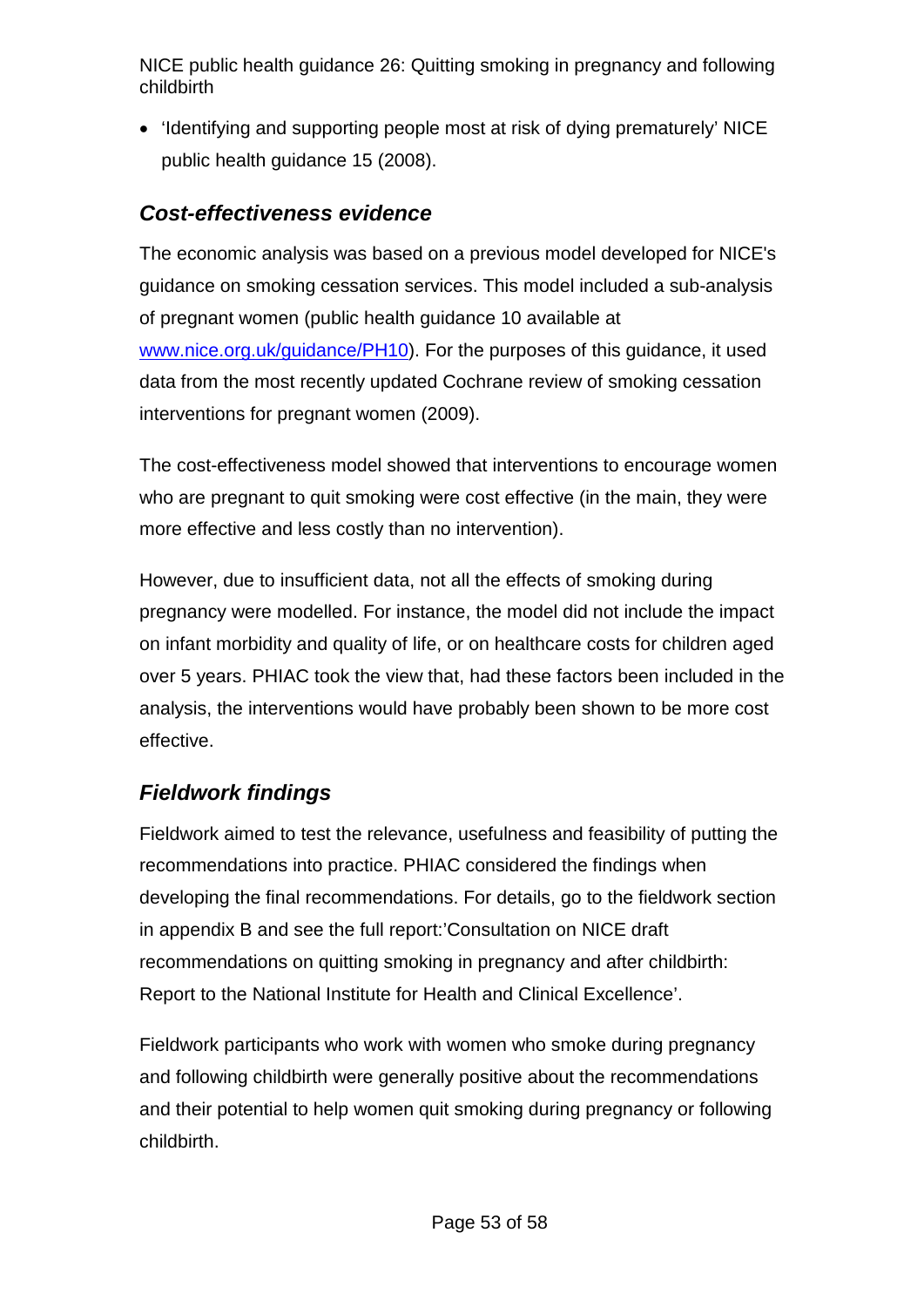- 'Identifying and supporting people most at risk of dying prematurely' NICE public health guidance 15 (2008).

### *Cost-effectiveness evidence*

The economic analysis was based on a previous model developed for NICE's guidance on smoking cessation services. This model included a sub-analysis of pregnant women (public health guidance 10 available at [www.nice.org.uk/guidance/PH10](www.nice.org.uk/guidance/PH10)). For the purposes of this guidance, it used data from the most recently updated Cochrane review of smoking cessation interventions for pregnant women (2009).

The cost-effectiveness model showed that interventions to encourage women who are pregnant to quit smoking were cost effective (in the main, they were more effective and less costly than no intervention).

However, due to insufficient data, not all the effects of smoking during pregnancy were modelled. For instance, the model did not include the impact on infant morbidity and quality of life, or on healthcare costs for children aged over 5 years. PHIAC took the view that, had these factors been included in the analysis, the interventions would have probably been shown to be more cost effective.

### *Fieldwork findings*

Fieldwork aimed to test the relevance, usefulness and feasibility of putting the recommendations into practice. PHIAC considered the findings when developing the final recommendations. For details, go to the fieldwork section in appendix B and see the full report:'Consultation on NICE draft recommendations on quitting smoking in pregnancy and after childbirth: Report to the National Institute for Health and Clinical Excellence'.

Fieldwork participants who work with women who smoke during pregnancy and following childbirth were generally positive about the recommendations and their potential to help women quit smoking during pregnancy or following childbirth.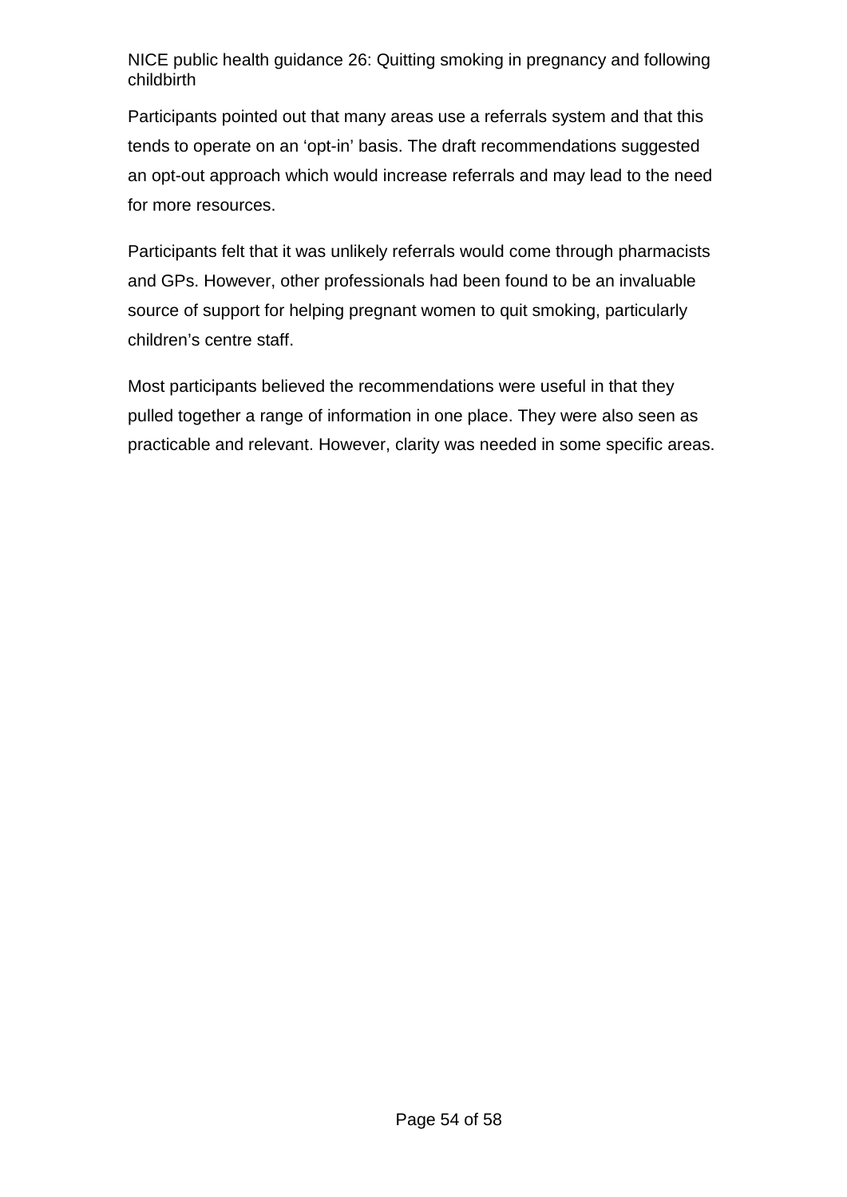Participants pointed out that many areas use a referrals system and that this tends to operate on an 'opt-in' basis. The draft recommendations suggested an opt-out approach which would increase referrals and may lead to the need for more resources.

Participants felt that it was unlikely referrals would come through pharmacists and GPs. However, other professionals had been found to be an invaluable source of support for helping pregnant women to quit smoking, particularly children's centre staff.

Most participants believed the recommendations were useful in that they pulled together a range of information in one place. They were also seen as practicable and relevant. However, clarity was needed in some specific areas.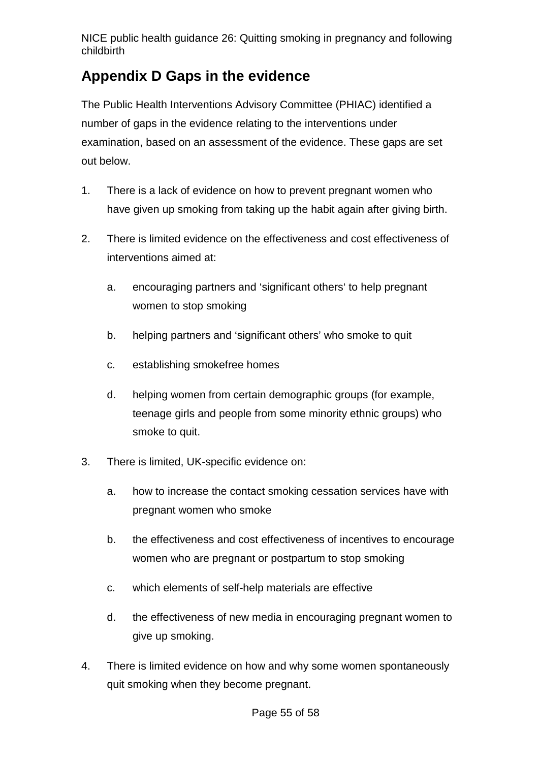## Appendix D Gaps in the evidence

The Public Health Interventions Advisory Committee (PHIAC) identified a number of gaps in the evidence relating to the interventions under examination, based on an assessment of the evidence. These gaps are set out below.

1. There is a lack of evidence on how to prevent pregnant women who have given up smoking from taking up the habit again after giving birth.

2. There is limited evidence on the effectiveness and cost effectiveness of interventions aimed at:

   a. encouraging partners and 'significant others' to help pregnant women to stop smoking

   b. helping partners and 'significant others' who smoke to quit

   c. establishing smokefree homes

   d. helping women from certain demographic groups (for example, teenage girls and people from some minority ethnic groups) who smoke to quit.

3. There is limited, UK-specific evidence on:

   a. how to increase the contact smoking cessation services have with pregnant women who smoke

   b. the effectiveness and cost effectiveness of incentives to encourage women who are pregnant or postpartum to stop smoking

   c. which elements of self-help materials are effective

   d. the effectiveness of new media in encouraging pregnant women to give up smoking.

4. There is limited evidence on how and why some women spontaneously quit smoking when they become pregnant.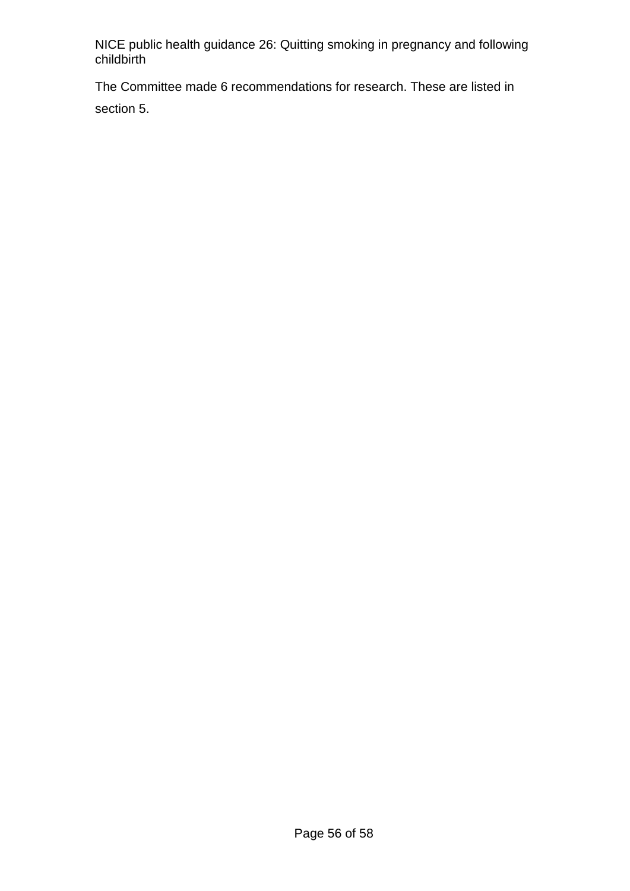The Committee made 6 recommendations for research. These are listed in section 5.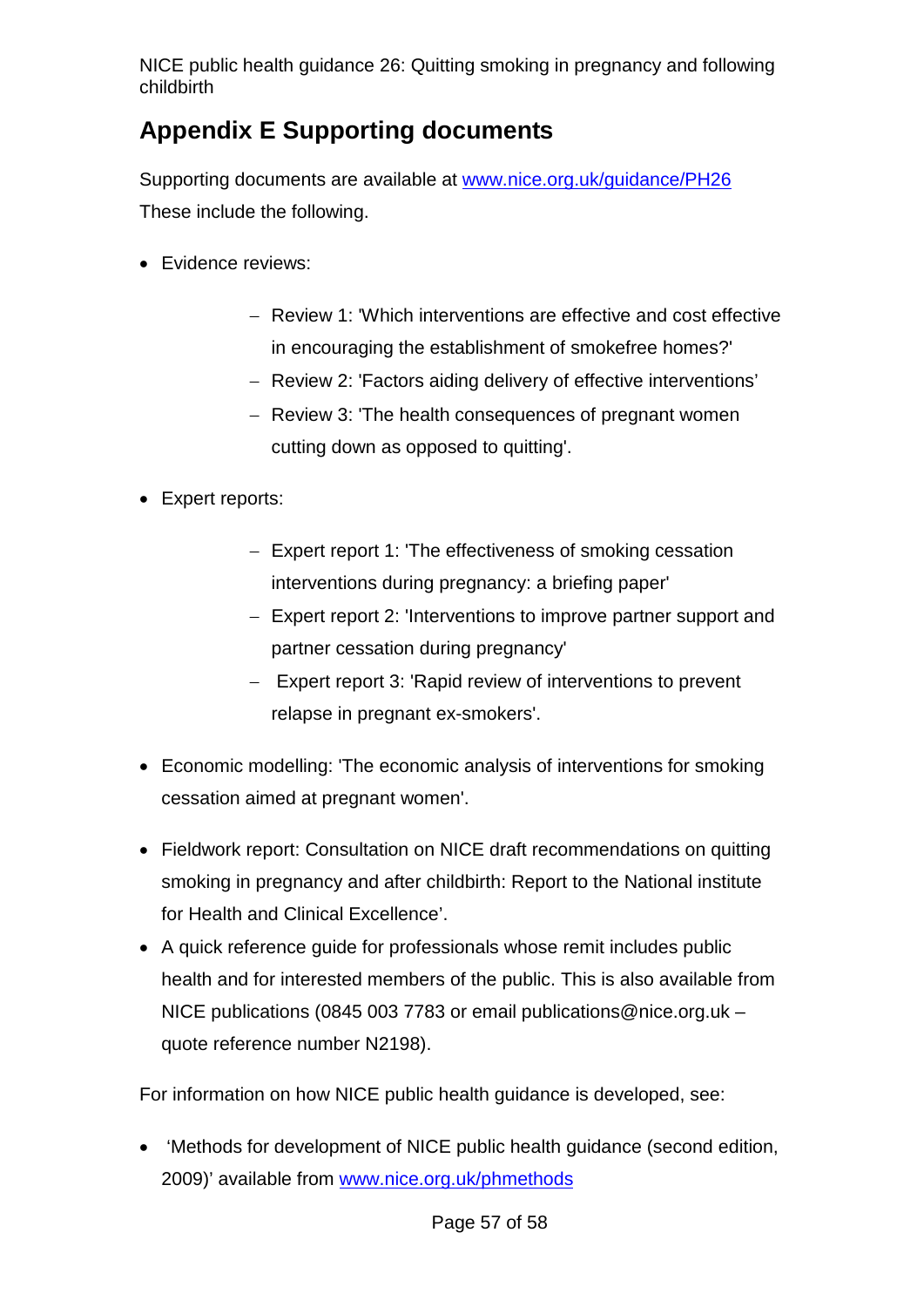## Appendix E Supporting documents

Supporting documents are available at www.nice.org.uk/guidance/PH26

These include the following.

- Evidence reviews:
  - Review 1: 'Which interventions are effective and cost effective in encouraging the establishment of smokefree homes?'
  - Review 2: 'Factors aiding delivery of effective interventions'
  - Review 3: 'The health consequences of pregnant women cutting down as opposed to quitting'.
- Expert reports:
  - Expert report 1: 'The effectiveness of smoking cessation interventions during pregnancy: a briefing paper'
  - Expert report 2: 'Interventions to improve partner support and partner cessation during pregnancy'
  - Expert report 3: 'Rapid review of interventions to prevent relapse in pregnant ex-smokers'.
- Economic modelling: 'The economic analysis of interventions for smoking cessation aimed at pregnant women'.
- Fieldwork report: Consultation on NICE draft recommendations on quitting smoking in pregnancy and after childbirth: Report to the National institute for Health and Clinical Excellence'.
- A quick reference guide for professionals whose remit includes public health and for interested members of the public. This is also available from NICE publications (0845 003 7783 or email publications@nice.org.uk – quote reference number N2198).

For information on how NICE public health guidance is developed, see:

- 'Methods for development of NICE public health guidance (second edition, 2009)' available from www.nice.org.uk/phmethods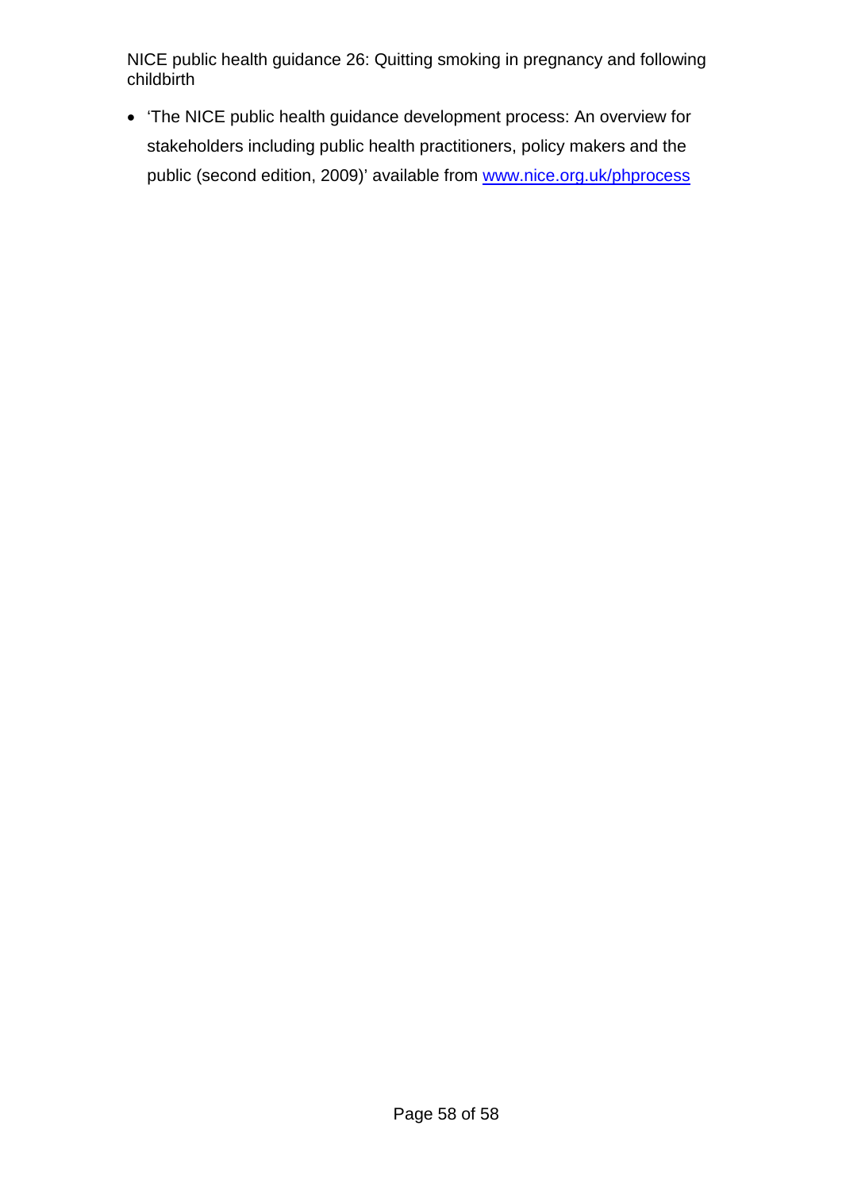- 'The NICE public health guidance development process: An overview for stakeholders including public health practitioners, policy makers and the public (second edition, 2009)' available from [www.nice.org.uk/phprocess](http://www.nice.org.uk/phprocess)